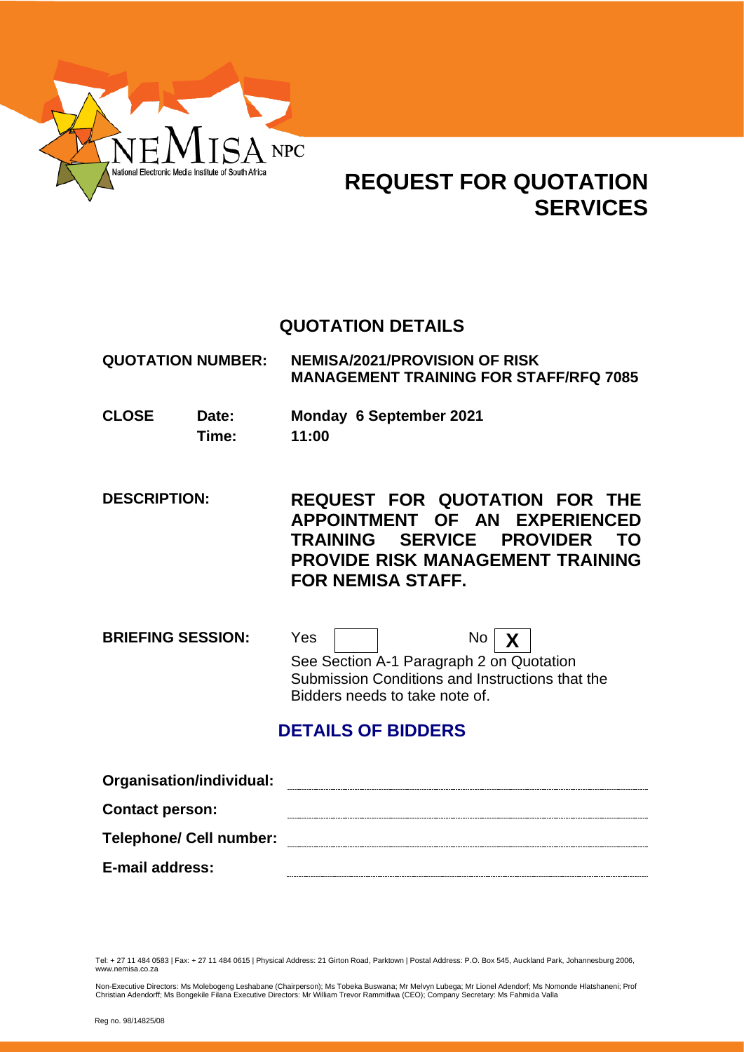NEMISA NPC
National Electronic Media Institute of South Africa

# REQUEST FOR QUOTATION SERVICES

## QUOTATION DETAILS

| | | |
|---|---|---|
| **QUOTATION NUMBER:** | | **NEMISA/2021/PROVISION OF RISK MANAGEMENT TRAINING FOR STAFF/RFQ 7085** |
| **CLOSE** | **Date:** | **Monday 6 September 2021** |
| | **Time:** | **11:00** |

**DESCRIPTION:** **REQUEST FOR QUOTATION FOR THE APPOINTMENT OF AN EXPERIENCED TRAINING SERVICE PROVIDER TO PROVIDE RISK MANAGEMENT TRAINING FOR NEMISA STAFF.**

**BRIEFING SESSION:** Yes [ ] No [X]

See Section A-1 Paragraph 2 on Quotation Submission Conditions and Instructions that the Bidders needs to take note of.

## DETAILS OF BIDDERS

**Organisation/individual:** ..........................................

**Contact person:** ..........................................

**Telephone/ Cell number:** ..........................................

**E-mail address:** ..........................................

Tel: + 27 11 484 0583 | Fax: + 27 11 484 0615 | Physical Address: 21 Girton Road, Parktown | Postal Address: P.O. Box 545, Auckland Park, Johannesburg 2006, www.nemisa.co.za

Non-Executive Directors: Ms Molebogeng Leshabane (Chairperson); Ms Tobeka Buswana; Mr Melvyn Lubega; Mr Lionel Adendorf; Ms Nomonde Hlatshaneni; Prof Christian Adendorff; Ms Bongekile Filana Executive Directors: Mr William Trevor Rammitlwa (CEO); Company Secretary: Ms Fahmida Valla

Reg no. 98/14825/08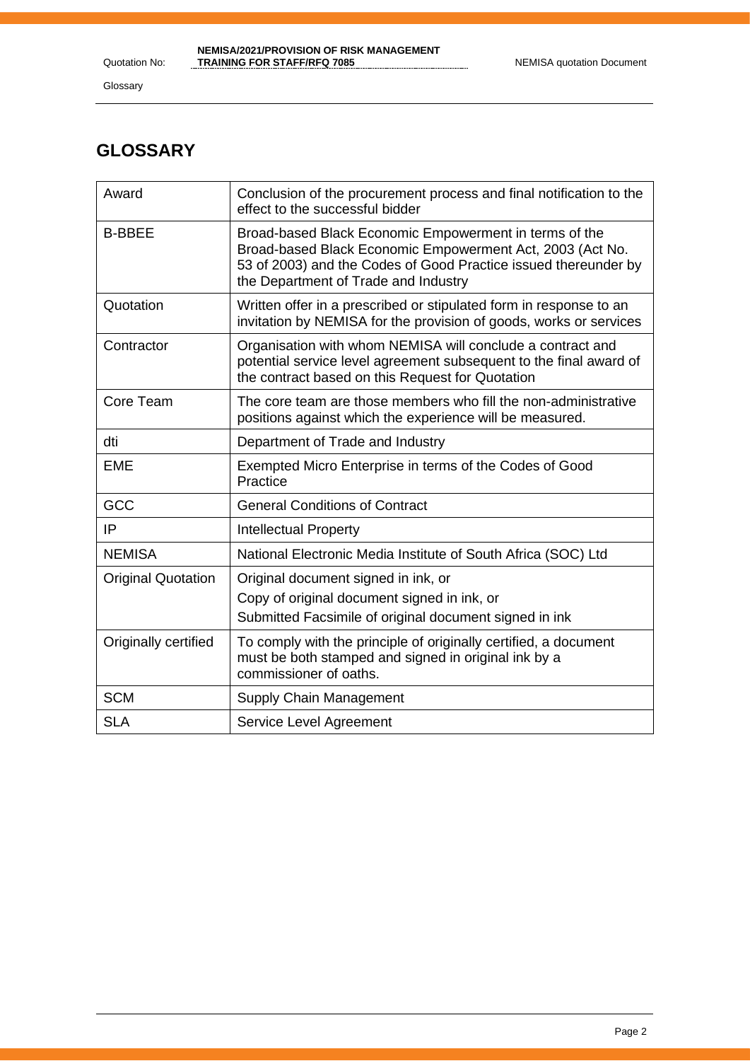# GLOSSARY

| Term | Definition |
|---|---|
| Award | Conclusion of the procurement process and final notification to the effect to the successful bidder |
| B-BBEE | Broad-based Black Economic Empowerment in terms of the Broad-based Black Economic Empowerment Act, 2003 (Act No. 53 of 2003) and the Codes of Good Practice issued thereunder by the Department of Trade and Industry |
| Quotation | Written offer in a prescribed or stipulated form in response to an invitation by NEMISA for the provision of goods, works or services |
| Contractor | Organisation with whom NEMISA will conclude a contract and potential service level agreement subsequent to the final award of the contract based on this Request for Quotation |
| Core Team | The core team are those members who fill the non-administrative positions against which the experience will be measured. |
| dti | Department of Trade and Industry |
| EME | Exempted Micro Enterprise in terms of the Codes of Good Practice |
| GCC | General Conditions of Contract |
| IP | Intellectual Property |
| NEMISA | National Electronic Media Institute of South Africa (SOC) Ltd |
| Original Quotation | Original document signed in ink, or<br>Copy of original document signed in ink, or<br>Submitted Facsimile of original document signed in ink |
| Originally certified | To comply with the principle of originally certified, a document must be both stamped and signed in original ink by a commissioner of oaths. |
| SCM | Supply Chain Management |
| SLA | Service Level Agreement |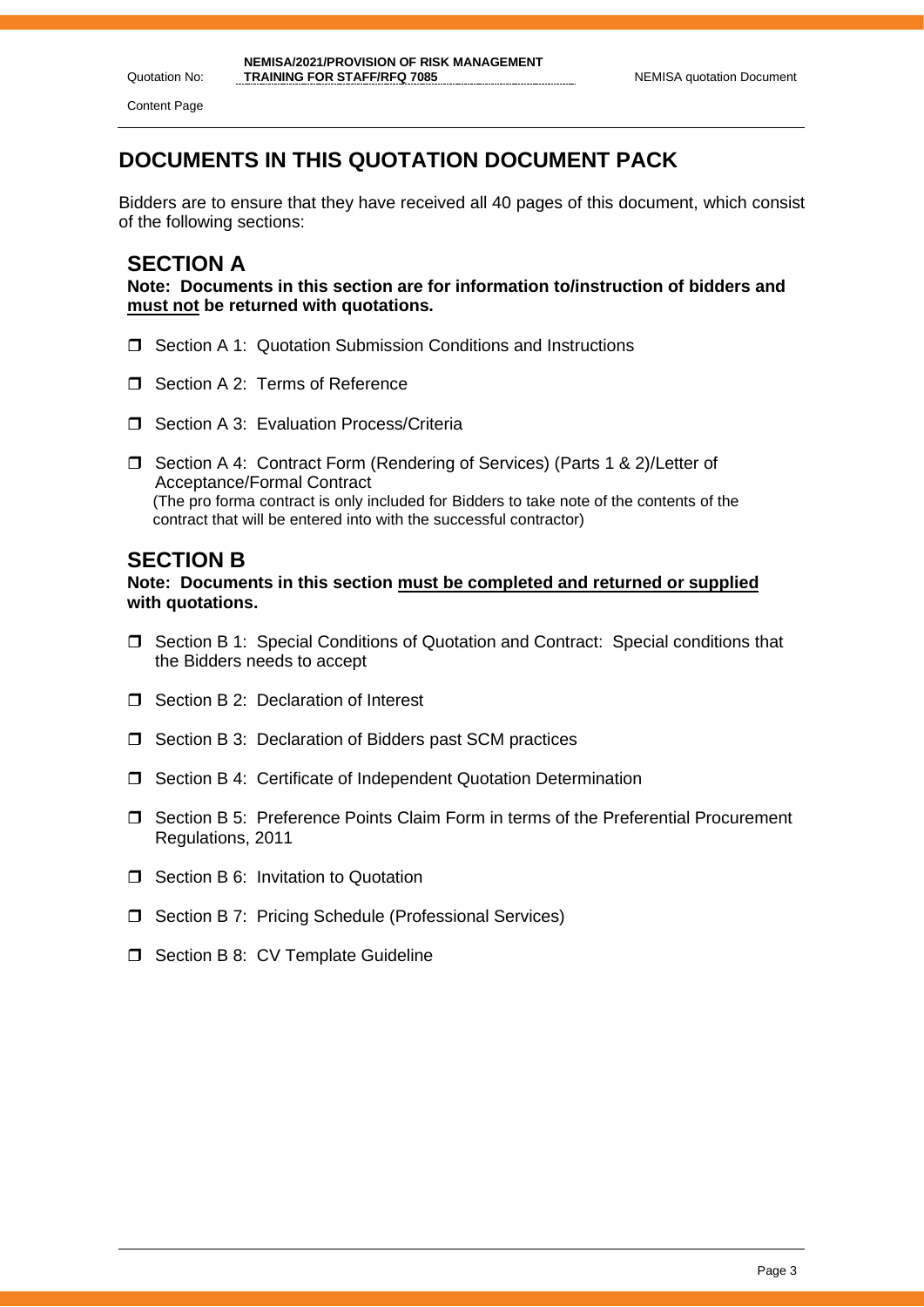# DOCUMENTS IN THIS QUOTATION DOCUMENT PACK

Bidders are to ensure that they have received all 40 pages of this document, which consist of the following sections:

## SECTION A

**Note: Documents in this section are for information to/instruction of bidders and must not be returned with quotations.**

- ❒ Section A 1: Quotation Submission Conditions and Instructions
- ❒ Section A 2: Terms of Reference
- ❒ Section A 3: Evaluation Process/Criteria
- ❒ Section A 4: Contract Form (Rendering of Services) (Parts 1 & 2)/Letter of Acceptance/Formal Contract
  (The pro forma contract is only included for Bidders to take note of the contents of the contract that will be entered into with the successful contractor)

## SECTION B

**Note: Documents in this section must be completed and returned or supplied with quotations.**

- ❒ Section B 1: Special Conditions of Quotation and Contract: Special conditions that the Bidders needs to accept
- ❒ Section B 2: Declaration of Interest
- ❒ Section B 3: Declaration of Bidders past SCM practices
- ❒ Section B 4: Certificate of Independent Quotation Determination
- ❒ Section B 5: Preference Points Claim Form in terms of the Preferential Procurement Regulations, 2011
- ❒ Section B 6: Invitation to Quotation
- ❒ Section B 7: Pricing Schedule (Professional Services)
- ❒ Section B 8: CV Template Guideline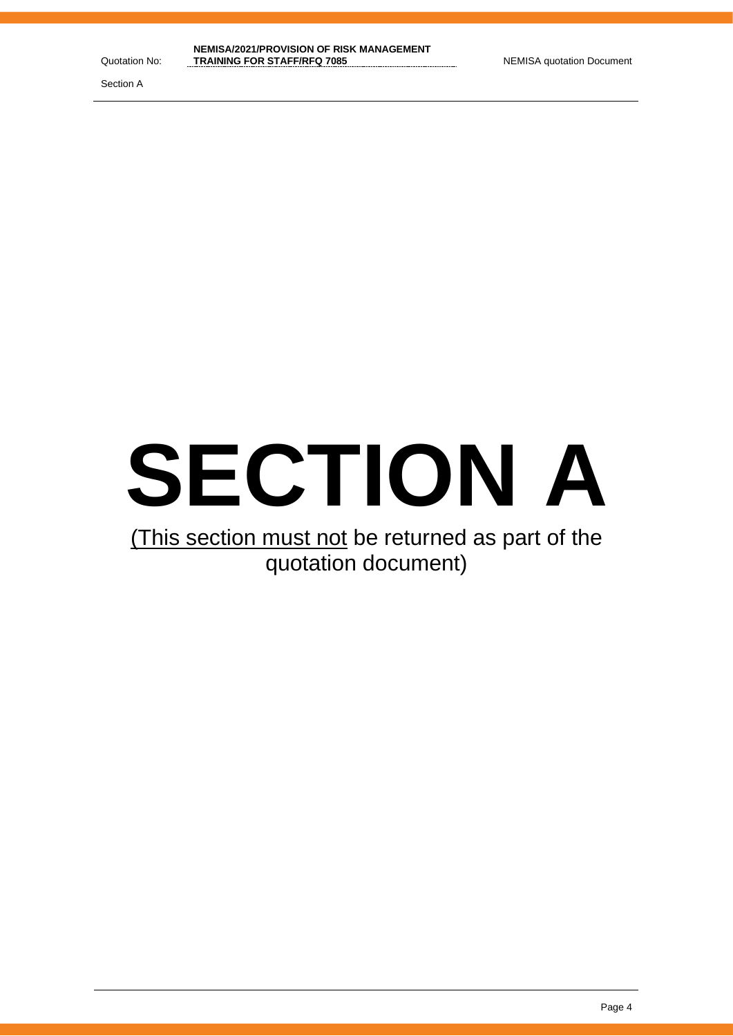# SECTION A

(<u>This section must not</u> be returned as part of the quotation document)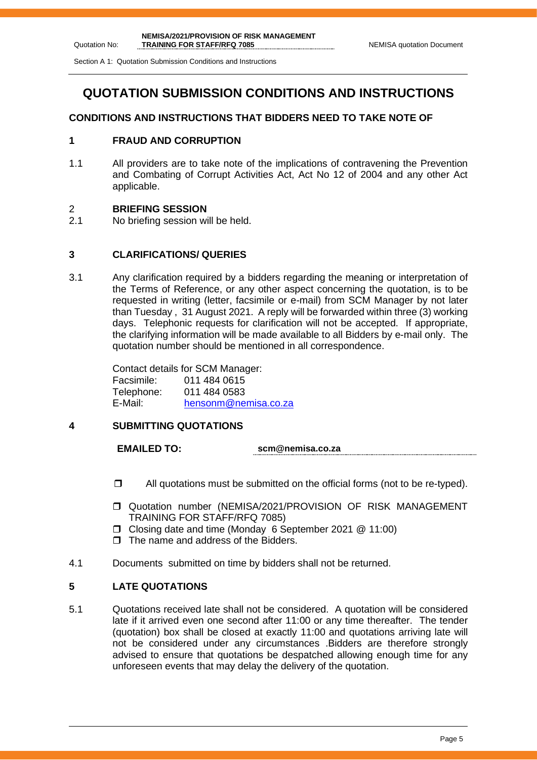# QUOTATION SUBMISSION CONDITIONS AND INSTRUCTIONS

## CONDITIONS AND INSTRUCTIONS THAT BIDDERS NEED TO TAKE NOTE OF

### 1 FRAUD AND CORRUPTION

1.1 All providers are to take note of the implications of contravening the Prevention and Combating of Corrupt Activities Act, Act No 12 of 2004 and any other Act applicable.

### 2 BRIEFING SESSION

2.1 No briefing session will be held.

### 3 CLARIFICATIONS/ QUERIES

3.1 Any clarification required by a bidders regarding the meaning or interpretation of the Terms of Reference, or any other aspect concerning the quotation, is to be requested in writing (letter, facsimile or e-mail) from SCM Manager by not later than Tuesday , 31 August 2021. A reply will be forwarded within three (3) working days. Telephonic requests for clarification will not be accepted. If appropriate, the clarifying information will be made available to all Bidders by e-mail only. The quotation number should be mentioned in all correspondence.

Contact details for SCM Manager:
Facsimile: 011 484 0615
Telephone: 011 484 0583
E-Mail: hensonm@nemisa.co.za

### 4 SUBMITTING QUOTATIONS

**EMAILED TO:** **scm@nemisa.co.za**

- All quotations must be submitted on the official forms (not to be re-typed).
- Quotation number (NEMISA/2021/PROVISION OF RISK MANAGEMENT TRAINING FOR STAFF/RFQ 7085)
- Closing date and time (Monday 6 September 2021 @ 11:00)
- The name and address of the Bidders.

4.1 Documents submitted on time by bidders shall not be returned.

### 5 LATE QUOTATIONS

5.1 Quotations received late shall not be considered. A quotation will be considered late if it arrived even one second after 11:00 or any time thereafter. The tender (quotation) box shall be closed at exactly 11:00 and quotations arriving late will not be considered under any circumstances .Bidders are therefore strongly advised to ensure that quotations be despatched allowing enough time for any unforeseen events that may delay the delivery of the quotation.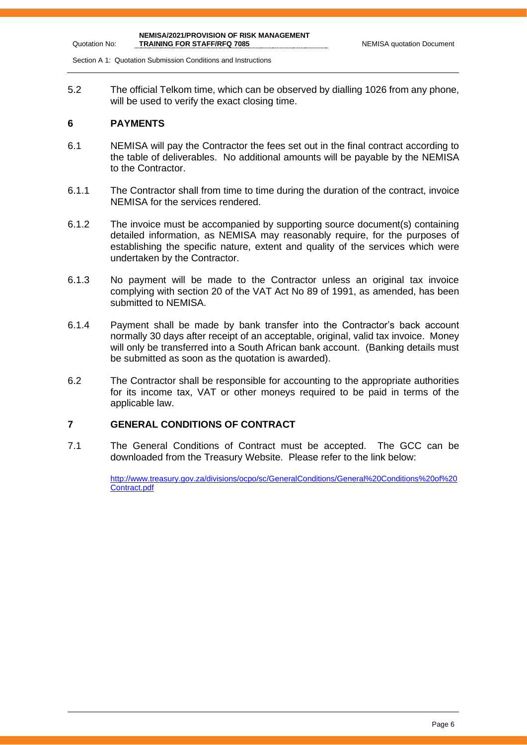5.2 The official Telkom time, which can be observed by dialling 1026 from any phone, will be used to verify the exact closing time.

## 6 PAYMENTS

6.1 NEMISA will pay the Contractor the fees set out in the final contract according to the table of deliverables. No additional amounts will be payable by the NEMISA to the Contractor.

6.1.1 The Contractor shall from time to time during the duration of the contract, invoice NEMISA for the services rendered.

6.1.2 The invoice must be accompanied by supporting source document(s) containing detailed information, as NEMISA may reasonably require, for the purposes of establishing the specific nature, extent and quality of the services which were undertaken by the Contractor.

6.1.3 No payment will be made to the Contractor unless an original tax invoice complying with section 20 of the VAT Act No 89 of 1991, as amended, has been submitted to NEMISA.

6.1.4 Payment shall be made by bank transfer into the Contractor's back account normally 30 days after receipt of an acceptable, original, valid tax invoice. Money will only be transferred into a South African bank account. (Banking details must be submitted as soon as the quotation is awarded).

6.2 The Contractor shall be responsible for accounting to the appropriate authorities for its income tax, VAT or other moneys required to be paid in terms of the applicable law.

## 7 GENERAL CONDITIONS OF CONTRACT

7.1 The General Conditions of Contract must be accepted. The GCC can be downloaded from the Treasury Website. Please refer to the link below:

http://www.treasury.gov.za/divisions/ocpo/sc/GeneralConditions/General%20Conditions%20of%20Contract.pdf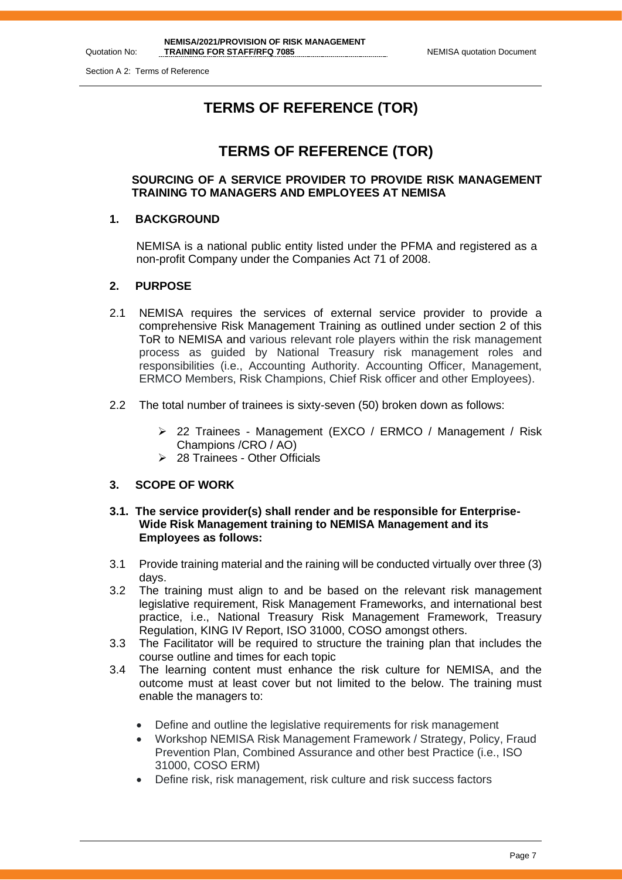# TERMS OF REFERENCE (TOR)

# TERMS OF REFERENCE (TOR)

### SOURCING OF A SERVICE PROVIDER TO PROVIDE RISK MANAGEMENT TRAINING TO MANAGERS AND EMPLOYEES AT NEMISA

## 1. BACKGROUND

NEMISA is a national public entity listed under the PFMA and registered as a non-profit Company under the Companies Act 71 of 2008.

## 2. PURPOSE

2.1 NEMISA requires the services of external service provider to provide a comprehensive Risk Management Training as outlined under section 2 of this ToR to NEMISA and various relevant role players within the risk management process as guided by National Treasury risk management roles and responsibilities (i.e., Accounting Authority. Accounting Officer, Management, ERMCO Members, Risk Champions, Chief Risk officer and other Employees).

2.2 The total number of trainees is sixty-seven (50) broken down as follows:

- 22 Trainees - Management (EXCO / ERMCO / Management / Risk Champions /CRO / AO)
- 28 Trainees - Other Officials

## 3. SCOPE OF WORK

**3.1. The service provider(s) shall render and be responsible for Enterprise-Wide Risk Management training to NEMISA Management and its Employees as follows:**

3.1 Provide training material and the raining will be conducted virtually over three (3) days.

3.2 The training must align to and be based on the relevant risk management legislative requirement, Risk Management Frameworks, and international best practice, i.e., National Treasury Risk Management Framework, Treasury Regulation, KING IV Report, ISO 31000, COSO amongst others.

3.3 The Facilitator will be required to structure the training plan that includes the course outline and times for each topic

3.4 The learning content must enhance the risk culture for NEMISA, and the outcome must at least cover but not limited to the below. The training must enable the managers to:

- Define and outline the legislative requirements for risk management
- Workshop NEMISA Risk Management Framework / Strategy, Policy, Fraud Prevention Plan, Combined Assurance and other best Practice (i.e., ISO 31000, COSO ERM)
- Define risk, risk management, risk culture and risk success factors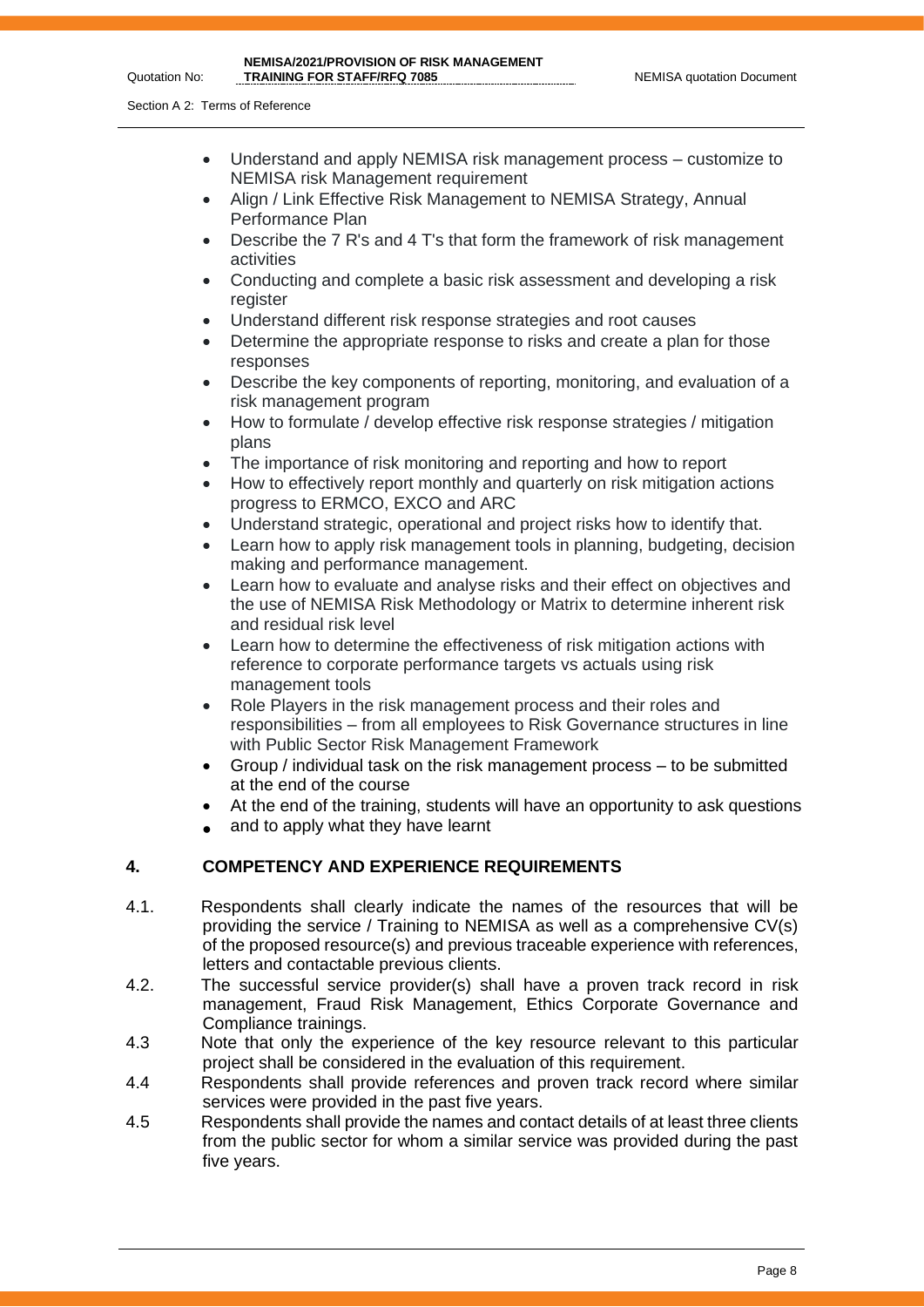- Understand and apply NEMISA risk management process – customize to NEMISA risk Management requirement
- Align / Link Effective Risk Management to NEMISA Strategy, Annual Performance Plan
- Describe the 7 R's and 4 T's that form the framework of risk management activities
- Conducting and complete a basic risk assessment and developing a risk register
- Understand different risk response strategies and root causes
- Determine the appropriate response to risks and create a plan for those responses
- Describe the key components of reporting, monitoring, and evaluation of a risk management program
- How to formulate / develop effective risk response strategies / mitigation plans
- The importance of risk monitoring and reporting and how to report
- How to effectively report monthly and quarterly on risk mitigation actions progress to ERMCO, EXCO and ARC
- Understand strategic, operational and project risks how to identify that.
- Learn how to apply risk management tools in planning, budgeting, decision making and performance management.
- Learn how to evaluate and analyse risks and their effect on objectives and the use of NEMISA Risk Methodology or Matrix to determine inherent risk and residual risk level
- Learn how to determine the effectiveness of risk mitigation actions with reference to corporate performance targets vs actuals using risk management tools
- Role Players in the risk management process and their roles and responsibilities – from all employees to Risk Governance structures in line with Public Sector Risk Management Framework
- Group / individual task on the risk management process – to be submitted at the end of the course
- At the end of the training, students will have an opportunity to ask questions
- and to apply what they have learnt

## 4. COMPETENCY AND EXPERIENCE REQUIREMENTS

4.1. Respondents shall clearly indicate the names of the resources that will be providing the service / Training to NEMISA as well as a comprehensive CV(s) of the proposed resource(s) and previous traceable experience with references, letters and contactable previous clients.

4.2. The successful service provider(s) shall have a proven track record in risk management, Fraud Risk Management, Ethics Corporate Governance and Compliance trainings.

4.3 Note that only the experience of the key resource relevant to this particular project shall be considered in the evaluation of this requirement.

4.4 Respondents shall provide references and proven track record where similar services were provided in the past five years.

4.5 Respondents shall provide the names and contact details of at least three clients from the public sector for whom a similar service was provided during the past five years.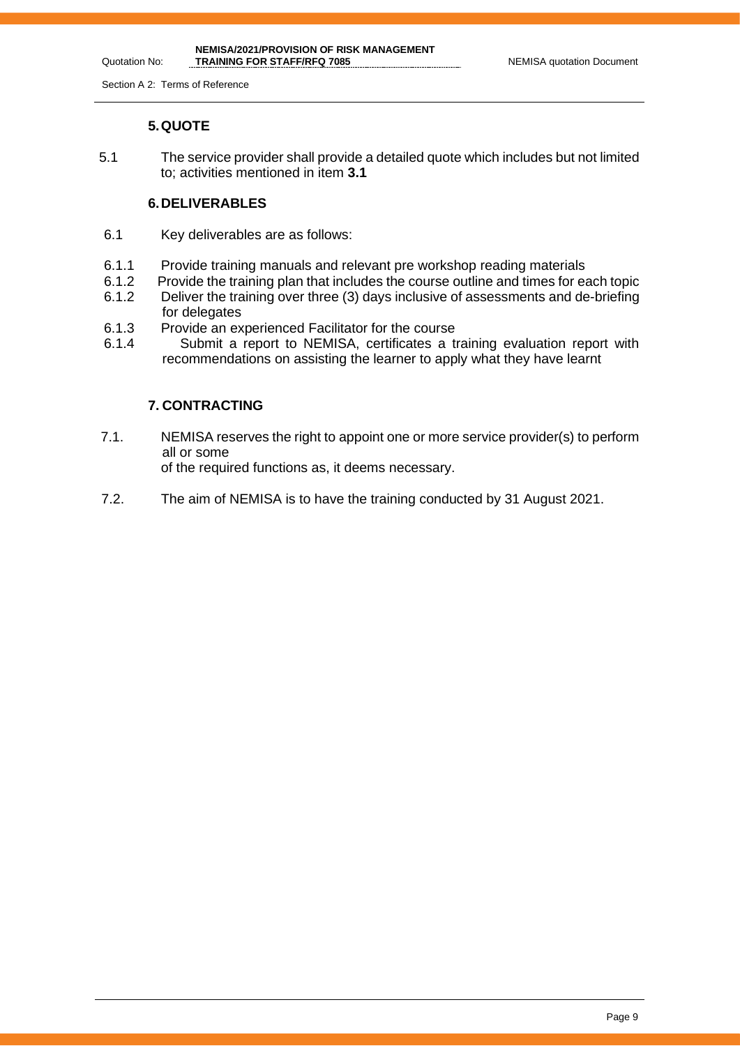## 5. QUOTE

5.1 The service provider shall provide a detailed quote which includes but not limited to; activities mentioned in item **3.1**

## 6. DELIVERABLES

6.1 Key deliverables are as follows:

6.1.1 Provide training manuals and relevant pre workshop reading materials

6.1.2 Provide the training plan that includes the course outline and times for each topic

6.1.2 Deliver the training over three (3) days inclusive of assessments and de-briefing for delegates

6.1.3 Provide an experienced Facilitator for the course

6.1.4 Submit a report to NEMISA, certificates a training evaluation report with recommendations on assisting the learner to apply what they have learnt

## 7. CONTRACTING

7.1. NEMISA reserves the right to appoint one or more service provider(s) to perform all or some of the required functions as, it deems necessary.

7.2. The aim of NEMISA is to have the training conducted by 31 August 2021.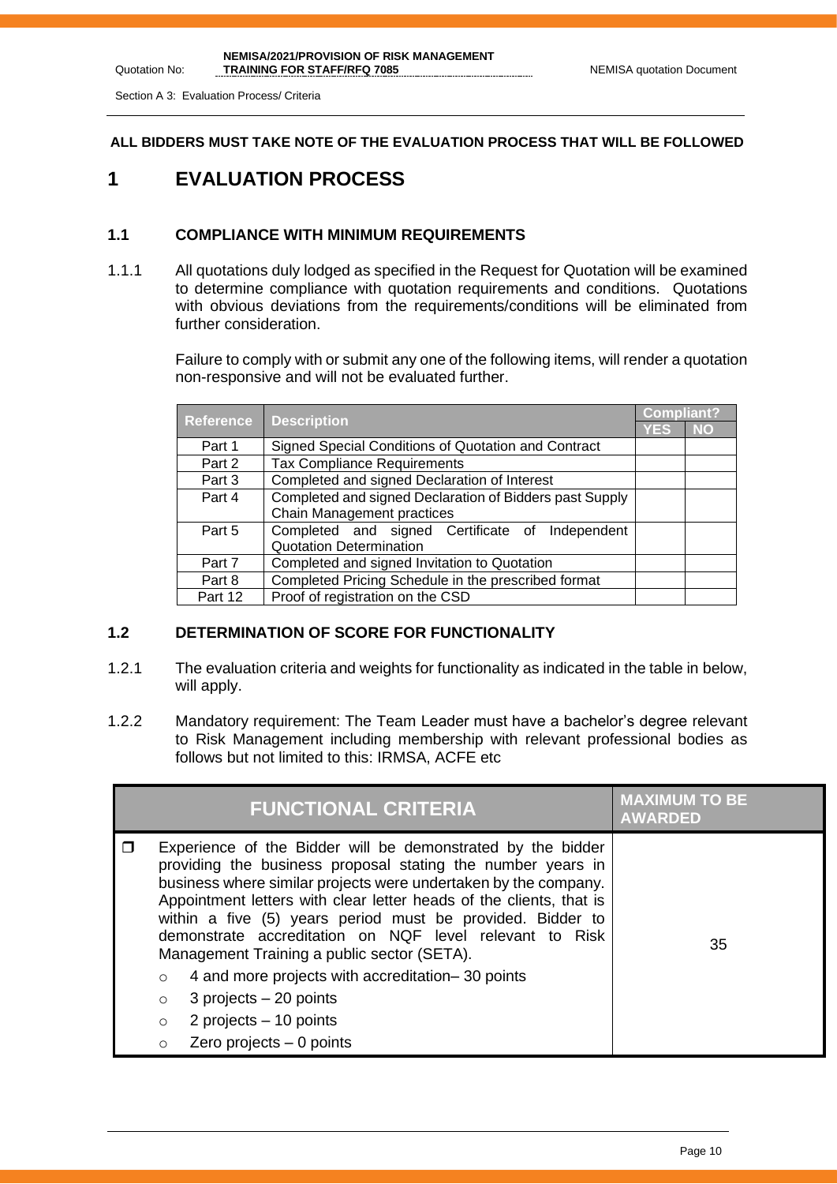**ALL BIDDERS MUST TAKE NOTE OF THE EVALUATION PROCESS THAT WILL BE FOLLOWED**

# 1 EVALUATION PROCESS

## 1.1 COMPLIANCE WITH MINIMUM REQUIREMENTS

1.1.1 All quotations duly lodged as specified in the Request for Quotation will be examined to determine compliance with quotation requirements and conditions. Quotations with obvious deviations from the requirements/conditions will be eliminated from further consideration.

Failure to comply with or submit any one of the following items, will render a quotation non-responsive and will not be evaluated further.

| Reference | Description | Compliant? | |
|---|---|---|---|
| | | YES | NO |
| Part 1 | Signed Special Conditions of Quotation and Contract | | |
| Part 2 | Tax Compliance Requirements | | |
| Part 3 | Completed and signed Declaration of Interest | | |
| Part 4 | Completed and signed Declaration of Bidders past Supply Chain Management practices | | |
| Part 5 | Completed and signed Certificate of Independent Quotation Determination | | |
| Part 7 | Completed and signed Invitation to Quotation | | |
| Part 8 | Completed Pricing Schedule in the prescribed format | | |
| Part 12 | Proof of registration on the CSD | | |

## 1.2 DETERMINATION OF SCORE FOR FUNCTIONALITY

1.2.1 The evaluation criteria and weights for functionality as indicated in the table in below, will apply.

1.2.2 Mandatory requirement: The Team Leader must have a bachelor's degree relevant to Risk Management including membership with relevant professional bodies as follows but not limited to this: IRMSA, ACFE etc

| FUNCTIONAL CRITERIA | MAXIMUM TO BE AWARDED |
|---|---|
| ❒ Experience of the Bidder will be demonstrated by the bidder providing the business proposal stating the number years in business where similar projects were undertaken by the company. Appointment letters with clear letter heads of the clients, that is within a five (5) years period must be provided. Bidder to demonstrate accreditation on NQF level relevant to Risk Management Training a public sector (SETA).<br>○ 4 and more projects with accreditation– 30 points<br>○ 3 projects – 20 points<br>○ 2 projects – 10 points<br>○ Zero projects – 0 points | 35 |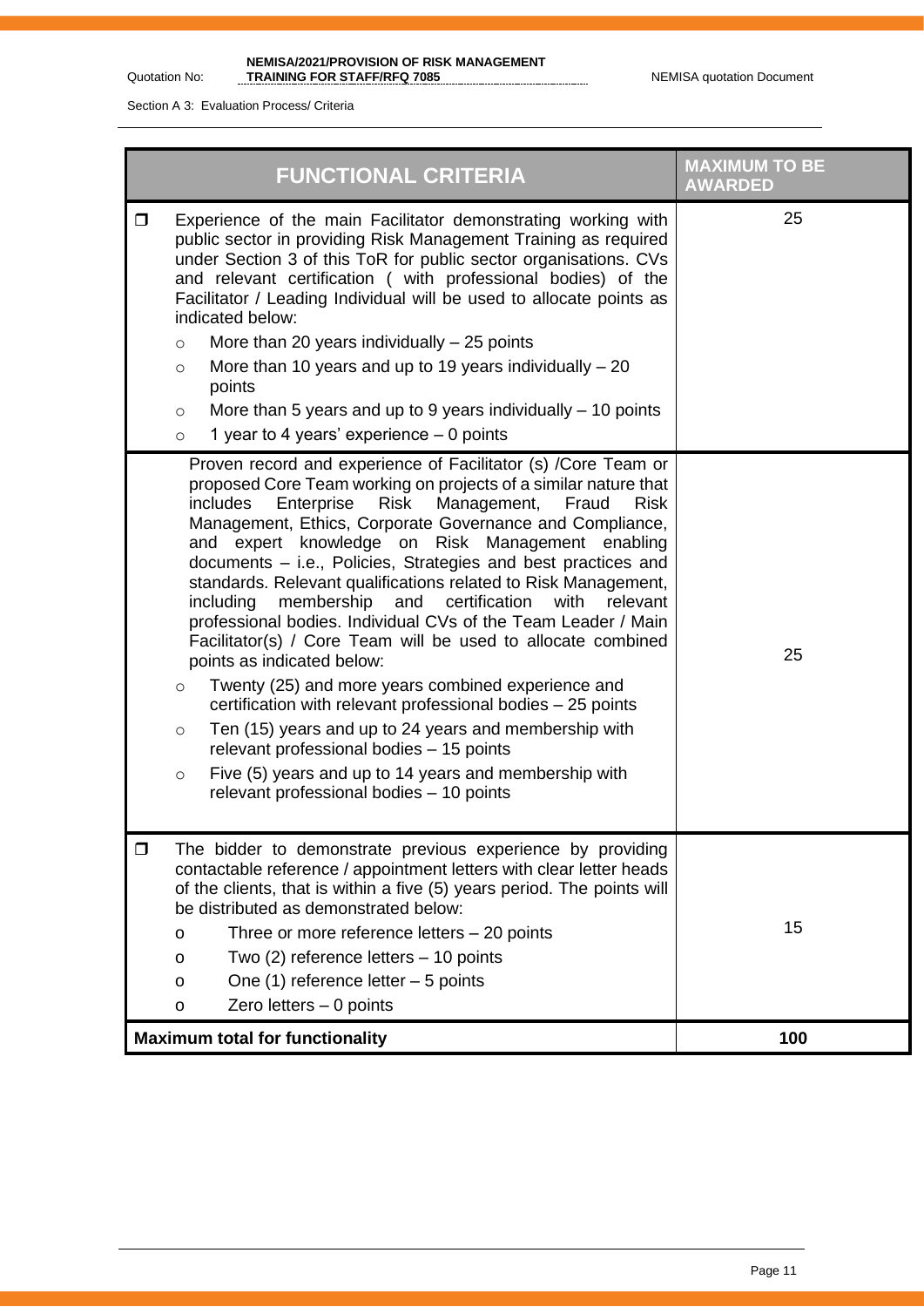Section A 3: Evaluation Process/ Criteria

| FUNCTIONAL CRITERIA | MAXIMUM TO BE AWARDED |
|---|---|
| ☐ Experience of the main Facilitator demonstrating working with public sector in providing Risk Management Training as required under Section 3 of this ToR for public sector organisations. CVs and relevant certification ( with professional bodies) of the Facilitator / Leading Individual will be used to allocate points as indicated below:<br>○ More than 20 years individually – 25 points<br>○ More than 10 years and up to 19 years individually – 20 points<br>○ More than 5 years and up to 9 years individually – 10 points<br>○ 1 year to 4 years' experience – 0 points | 25 |
| Proven record and experience of Facilitator (s) /Core Team or proposed Core Team working on projects of a similar nature that includes Enterprise Risk Management, Fraud Risk Management, Ethics, Corporate Governance and Compliance, and expert knowledge on Risk Management enabling documents – i.e., Policies, Strategies and best practices and standards. Relevant qualifications related to Risk Management, including membership and certification with relevant professional bodies. Individual CVs of the Team Leader / Main Facilitator(s) / Core Team will be used to allocate combined points as indicated below:<br>○ Twenty (25) and more years combined experience and certification with relevant professional bodies – 25 points<br>○ Ten (15) years and up to 24 years and membership with relevant professional bodies – 15 points<br>○ Five (5) years and up to 14 years and membership with relevant professional bodies – 10 points | 25 |
| ☐ The bidder to demonstrate previous experience by providing contactable reference / appointment letters with clear letter heads of the clients, that is within a five (5) years period. The points will be distributed as demonstrated below:<br>o Three or more reference letters – 20 points<br>o Two (2) reference letters – 10 points<br>o One (1) reference letter – 5 points<br>o Zero letters – 0 points | 15 |
| **Maximum total for functionality** | **100** |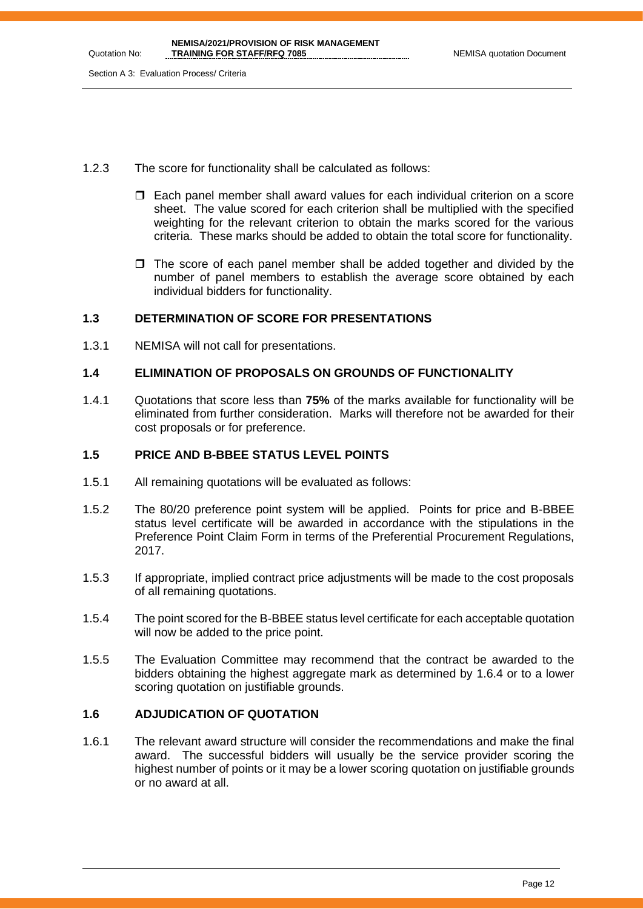1.2.3 The score for functionality shall be calculated as follows:

- Each panel member shall award values for each individual criterion on a score sheet. The value scored for each criterion shall be multiplied with the specified weighting for the relevant criterion to obtain the marks scored for the various criteria. These marks should be added to obtain the total score for functionality.
- The score of each panel member shall be added together and divided by the number of panel members to establish the average score obtained by each individual bidders for functionality.

## 1.3 DETERMINATION OF SCORE FOR PRESENTATIONS

1.3.1 NEMISA will not call for presentations.

## 1.4 ELIMINATION OF PROPOSALS ON GROUNDS OF FUNCTIONALITY

1.4.1 Quotations that score less than **75%** of the marks available for functionality will be eliminated from further consideration. Marks will therefore not be awarded for their cost proposals or for preference.

## 1.5 PRICE AND B-BBEE STATUS LEVEL POINTS

1.5.1 All remaining quotations will be evaluated as follows:

1.5.2 The 80/20 preference point system will be applied. Points for price and B-BBEE status level certificate will be awarded in accordance with the stipulations in the Preference Point Claim Form in terms of the Preferential Procurement Regulations, 2017.

1.5.3 If appropriate, implied contract price adjustments will be made to the cost proposals of all remaining quotations.

1.5.4 The point scored for the B-BBEE status level certificate for each acceptable quotation will now be added to the price point.

1.5.5 The Evaluation Committee may recommend that the contract be awarded to the bidders obtaining the highest aggregate mark as determined by 1.6.4 or to a lower scoring quotation on justifiable grounds.

## 1.6 ADJUDICATION OF QUOTATION

1.6.1 The relevant award structure will consider the recommendations and make the final award. The successful bidders will usually be the service provider scoring the highest number of points or it may be a lower scoring quotation on justifiable grounds or no award at all.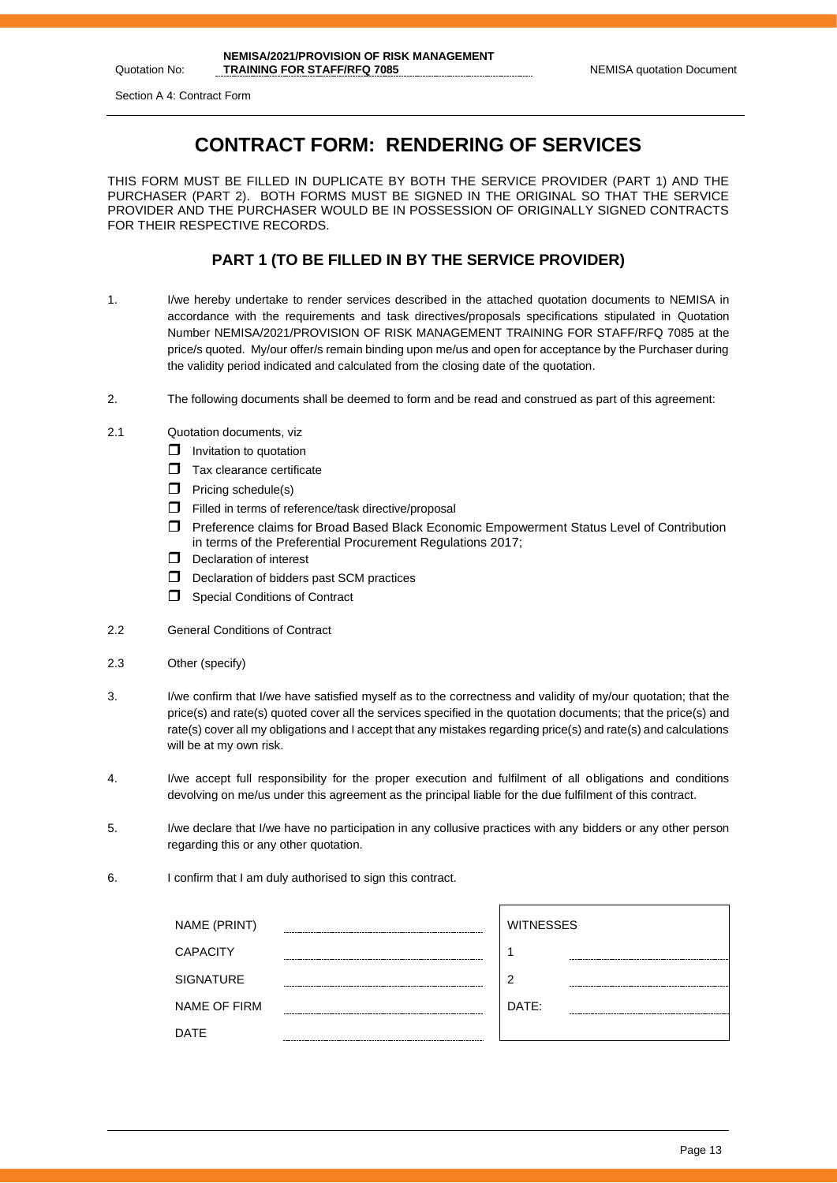# CONTRACT FORM: RENDERING OF SERVICES

THIS FORM MUST BE FILLED IN DUPLICATE BY BOTH THE SERVICE PROVIDER (PART 1) AND THE PURCHASER (PART 2). BOTH FORMS MUST BE SIGNED IN THE ORIGINAL SO THAT THE SERVICE PROVIDER AND THE PURCHASER WOULD BE IN POSSESSION OF ORIGINALLY SIGNED CONTRACTS FOR THEIR RESPECTIVE RECORDS.

## PART 1 (TO BE FILLED IN BY THE SERVICE PROVIDER)

1. I/we hereby undertake to render services described in the attached quotation documents to NEMISA in accordance with the requirements and task directives/proposals specifications stipulated in Quotation Number NEMISA/2021/PROVISION OF RISK MANAGEMENT TRAINING FOR STAFF/RFQ 7085 at the price/s quoted. My/our offer/s remain binding upon me/us and open for acceptance by the Purchaser during the validity period indicated and calculated from the closing date of the quotation.

2. The following documents shall be deemed to form and be read and construed as part of this agreement:

2.1 Quotation documents, viz

- ☐ Invitation to quotation
- ☐ Tax clearance certificate
- ☐ Pricing schedule(s)
- ☐ Filled in terms of reference/task directive/proposal
- ☐ Preference claims for Broad Based Black Economic Empowerment Status Level of Contribution in terms of the Preferential Procurement Regulations 2017;
- ☐ Declaration of interest
- ☐ Declaration of bidders past SCM practices
- ☐ Special Conditions of Contract

2.2 General Conditions of Contract

2.3 Other (specify)

3. I/we confirm that I/we have satisfied myself as to the correctness and validity of my/our quotation; that the price(s) and rate(s) quoted cover all the services specified in the quotation documents; that the price(s) and rate(s) cover all my obligations and I accept that any mistakes regarding price(s) and rate(s) and calculations will be at my own risk.

4. I/we accept full responsibility for the proper execution and fulfilment of all obligations and conditions devolving on me/us under this agreement as the principal liable for the due fulfilment of this contract.

5. I/we declare that I/we have no participation in any collusive practices with any bidders or any other person regarding this or any other quotation.

6. I confirm that I am duly authorised to sign this contract.

| | | | |
|---|---|---|---|
| NAME (PRINT) | ............................ | WITNESSES | |
| CAPACITY | ............................ | 1 | ............................ |
| SIGNATURE | ............................ | 2 | ............................ |
| NAME OF FIRM | ............................ | DATE: | ............................ |
| DATE | ............................ | | |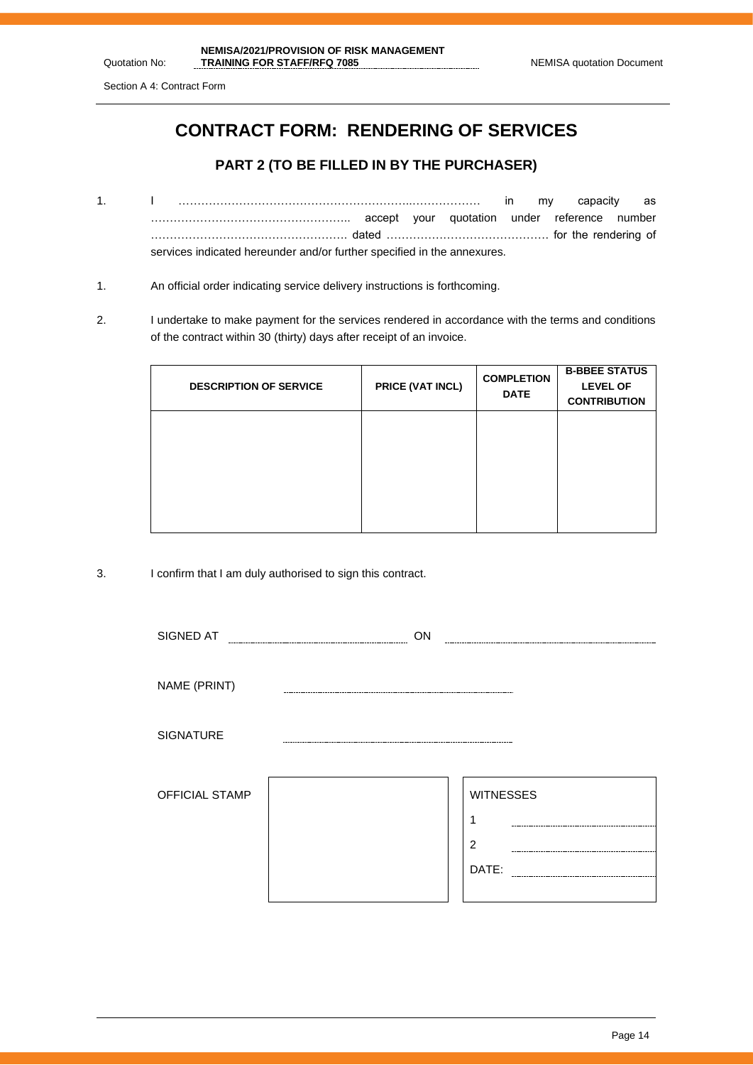# CONTRACT FORM: RENDERING OF SERVICES

## PART 2 (TO BE FILLED IN BY THE PURCHASER)

1. I ……………………………………………………..……………… in my capacity as …………………………………………….. accept your quotation under reference number ……………………………………………. dated ……………………………………. for the rendering of services indicated hereunder and/or further specified in the annexures.

1. An official order indicating service delivery instructions is forthcoming.

2. I undertake to make payment for the services rendered in accordance with the terms and conditions of the contract within 30 (thirty) days after receipt of an invoice.

| DESCRIPTION OF SERVICE | PRICE (VAT INCL) | COMPLETION DATE | B-BBEE STATUS LEVEL OF CONTRIBUTION |
|---|---|---|---|
| | | | |

3. I confirm that I am duly authorised to sign this contract.

SIGNED AT ______________________ ON ______________________

NAME (PRINT) ______________________

SIGNATURE ______________________

| OFFICIAL STAMP | | WITNESSES |
|---|---|---|
| | | 1 ______________________ |
| | | 2 ______________________ |
| | | DATE: ______________________ |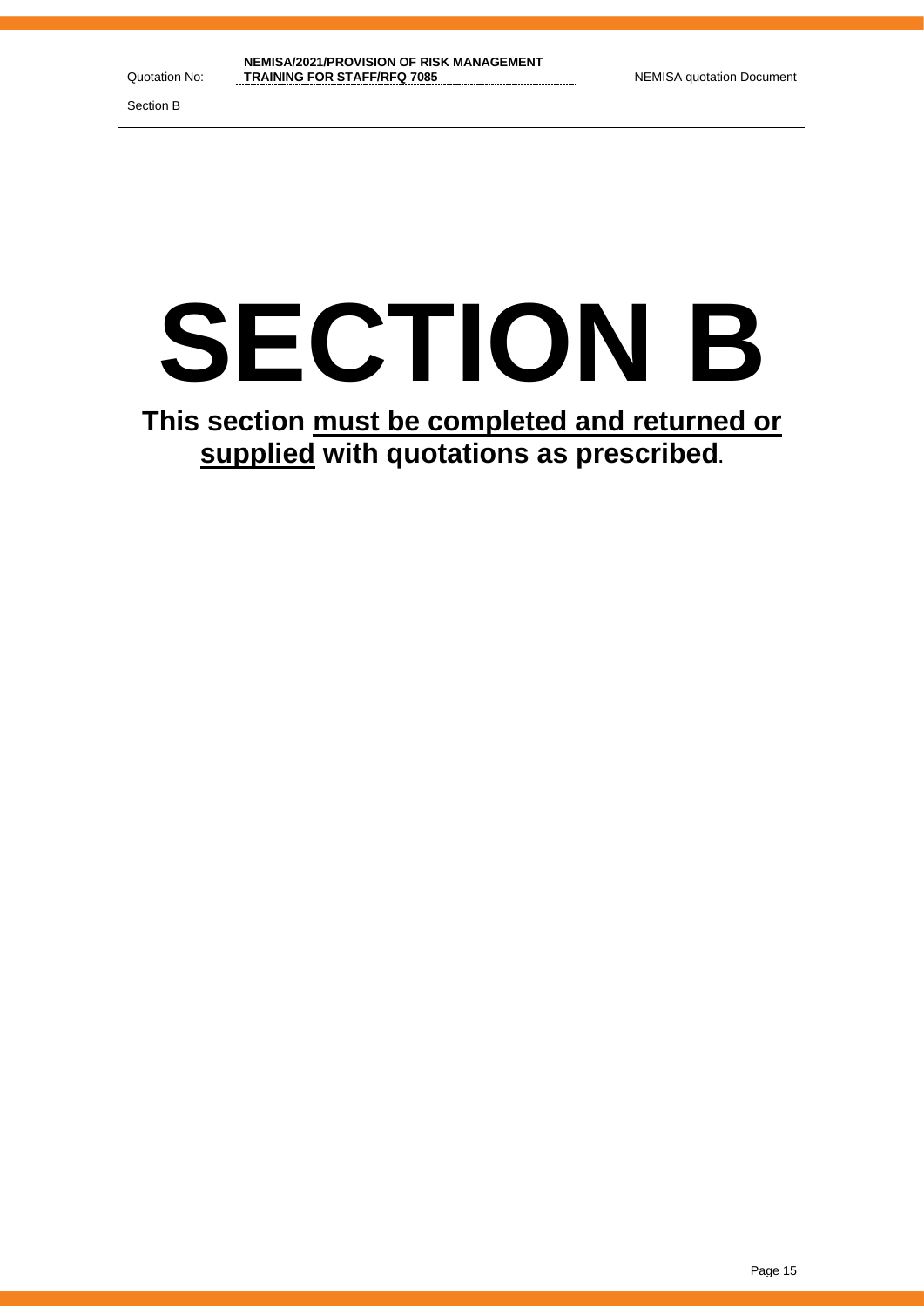# SECTION B

**This section must be completed and returned or supplied with quotations as prescribed.**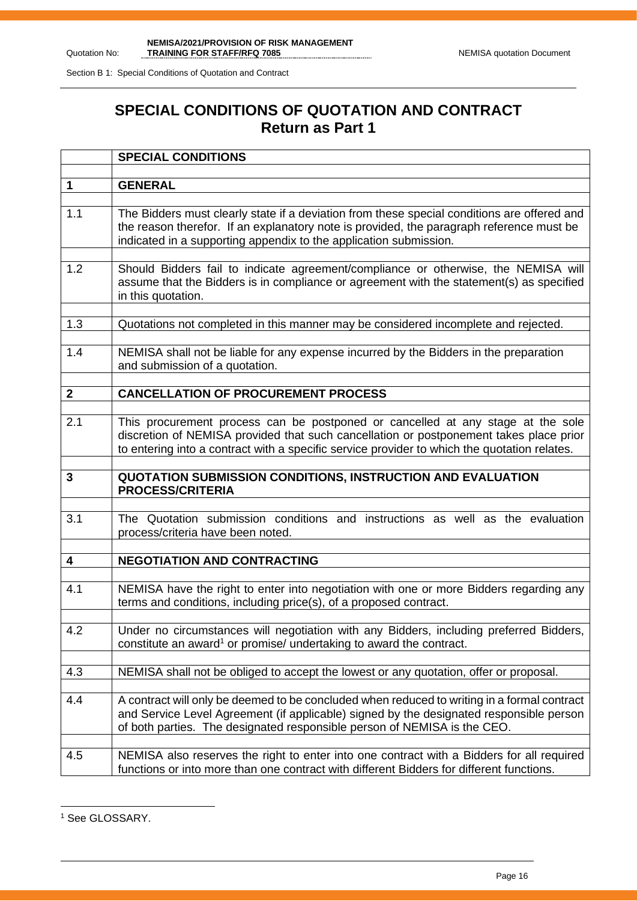# SPECIAL CONDITIONS OF QUOTATION AND CONTRACT
## Return as Part 1

| | **SPECIAL CONDITIONS** |
|---|---|
| **1** | **GENERAL** |
| 1.1 | The Bidders must clearly state if a deviation from these special conditions are offered and the reason therefor. If an explanatory note is provided, the paragraph reference must be indicated in a supporting appendix to the application submission. |
| 1.2 | Should Bidders fail to indicate agreement/compliance or otherwise, the NEMISA will assume that the Bidders is in compliance or agreement with the statement(s) as specified in this quotation. |
| 1.3 | Quotations not completed in this manner may be considered incomplete and rejected. |
| 1.4 | NEMISA shall not be liable for any expense incurred by the Bidders in the preparation and submission of a quotation. |
| **2** | **CANCELLATION OF PROCUREMENT PROCESS** |
| 2.1 | This procurement process can be postponed or cancelled at any stage at the sole discretion of NEMISA provided that such cancellation or postponement takes place prior to entering into a contract with a specific service provider to which the quotation relates. |
| **3** | **QUOTATION SUBMISSION CONDITIONS, INSTRUCTION AND EVALUATION PROCESS/CRITERIA** |
| 3.1 | The Quotation submission conditions and instructions as well as the evaluation process/criteria have been noted. |
| **4** | **NEGOTIATION AND CONTRACTING** |
| 4.1 | NEMISA have the right to enter into negotiation with one or more Bidders regarding any terms and conditions, including price(s), of a proposed contract. |
| 4.2 | Under no circumstances will negotiation with any Bidders, including preferred Bidders, constitute an award[1] or promise/ undertaking to award the contract. |
| 4.3 | NEMISA shall not be obliged to accept the lowest or any quotation, offer or proposal. |
| 4.4 | A contract will only be deemed to be concluded when reduced to writing in a formal contract and Service Level Agreement (if applicable) signed by the designated responsible person of both parties. The designated responsible person of NEMISA is the CEO. |
| 4.5 | NEMISA also reserves the right to enter into one contract with a Bidders for all required functions or into more than one contract with different Bidders for different functions. |

[1] See GLOSSARY.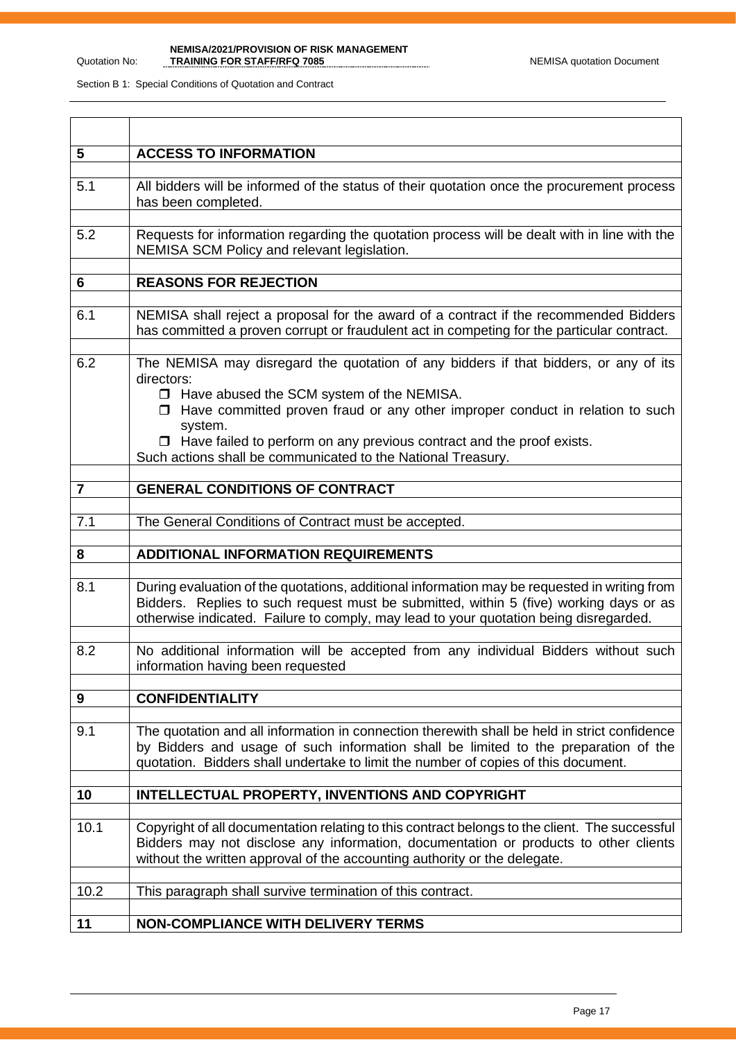Section B 1: Special Conditions of Quotation and Contract

| | |
|---|---|
| **5** | **ACCESS TO INFORMATION** |
| 5.1 | All bidders will be informed of the status of their quotation once the procurement process has been completed. |
| 5.2 | Requests for information regarding the quotation process will be dealt with in line with the NEMISA SCM Policy and relevant legislation. |
| **6** | **REASONS FOR REJECTION** |
| 6.1 | NEMISA shall reject a proposal for the award of a contract if the recommended Bidders has committed a proven corrupt or fraudulent act in competing for the particular contract. |
| 6.2 | The NEMISA may disregard the quotation of any bidders if that bidders, or any of its directors:<br>☐ Have abused the SCM system of the NEMISA.<br>☐ Have committed proven fraud or any other improper conduct in relation to such system.<br>☐ Have failed to perform on any previous contract and the proof exists.<br>Such actions shall be communicated to the National Treasury. |
| **7** | **GENERAL CONDITIONS OF CONTRACT** |
| 7.1 | The General Conditions of Contract must be accepted. |
| **8** | **ADDITIONAL INFORMATION REQUIREMENTS** |
| 8.1 | During evaluation of the quotations, additional information may be requested in writing from Bidders. Replies to such request must be submitted, within 5 (five) working days or as otherwise indicated. Failure to comply, may lead to your quotation being disregarded. |
| 8.2 | No additional information will be accepted from any individual Bidders without such information having been requested |
| **9** | **CONFIDENTIALITY** |
| 9.1 | The quotation and all information in connection therewith shall be held in strict confidence by Bidders and usage of such information shall be limited to the preparation of the quotation. Bidders shall undertake to limit the number of copies of this document. |
| **10** | **INTELLECTUAL PROPERTY, INVENTIONS AND COPYRIGHT** |
| 10.1 | Copyright of all documentation relating to this contract belongs to the client. The successful Bidders may not disclose any information, documentation or products to other clients without the written approval of the accounting authority or the delegate. |
| 10.2 | This paragraph shall survive termination of this contract. |
| **11** | **NON-COMPLIANCE WITH DELIVERY TERMS** |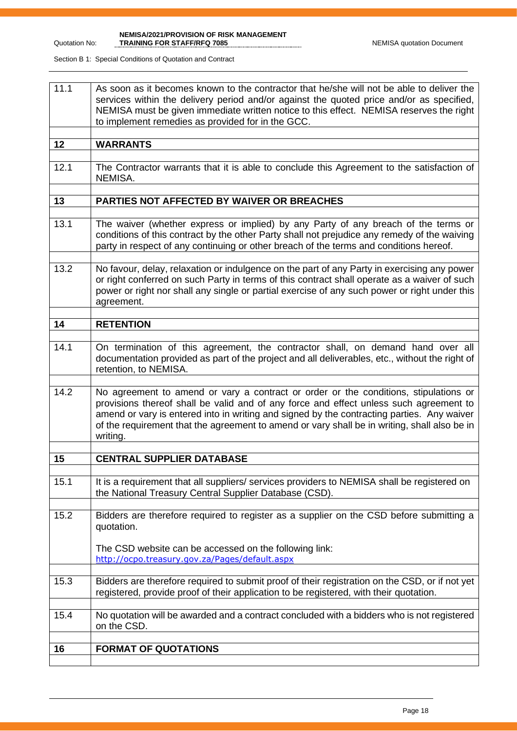| | |
|---|---|
| 11.1 | As soon as it becomes known to the contractor that he/she will not be able to deliver the services within the delivery period and/or against the quoted price and/or as specified, NEMISA must be given immediate written notice to this effect. NEMISA reserves the right to implement remedies as provided for in the GCC. |
| | |
| **12** | **WARRANTS** |
| | |
| 12.1 | The Contractor warrants that it is able to conclude this Agreement to the satisfaction of NEMISA. |
| | |
| **13** | **PARTIES NOT AFFECTED BY WAIVER OR BREACHES** |
| | |
| 13.1 | The waiver (whether express or implied) by any Party of any breach of the terms or conditions of this contract by the other Party shall not prejudice any remedy of the waiving party in respect of any continuing or other breach of the terms and conditions hereof. |
| | |
| 13.2 | No favour, delay, relaxation or indulgence on the part of any Party in exercising any power or right conferred on such Party in terms of this contract shall operate as a waiver of such power or right nor shall any single or partial exercise of any such power or right under this agreement. |
| | |
| **14** | **RETENTION** |
| | |
| 14.1 | On termination of this agreement, the contractor shall, on demand hand over all documentation provided as part of the project and all deliverables, etc., without the right of retention, to NEMISA. |
| | |
| 14.2 | No agreement to amend or vary a contract or order or the conditions, stipulations or provisions thereof shall be valid and of any force and effect unless such agreement to amend or vary is entered into in writing and signed by the contracting parties. Any waiver of the requirement that the agreement to amend or vary shall be in writing, shall also be in writing. |
| | |
| **15** | **CENTRAL SUPPLIER DATABASE** |
| | |
| 15.1 | It is a requirement that all suppliers/ services providers to NEMISA shall be registered on the National Treasury Central Supplier Database (CSD). |
| | |
| 15.2 | Bidders are therefore required to register as a supplier on the CSD before submitting a quotation.<br><br>The CSD website can be accessed on the following link:<br>http://ocpo.treasury.gov.za/Pages/default.aspx |
| | |
| 15.3 | Bidders are therefore required to submit proof of their registration on the CSD, or if not yet registered, provide proof of their application to be registered, with their quotation. |
| | |
| 15.4 | No quotation will be awarded and a contract concluded with a bidders who is not registered on the CSD. |
| | |
| **16** | **FORMAT OF QUOTATIONS** |
| | |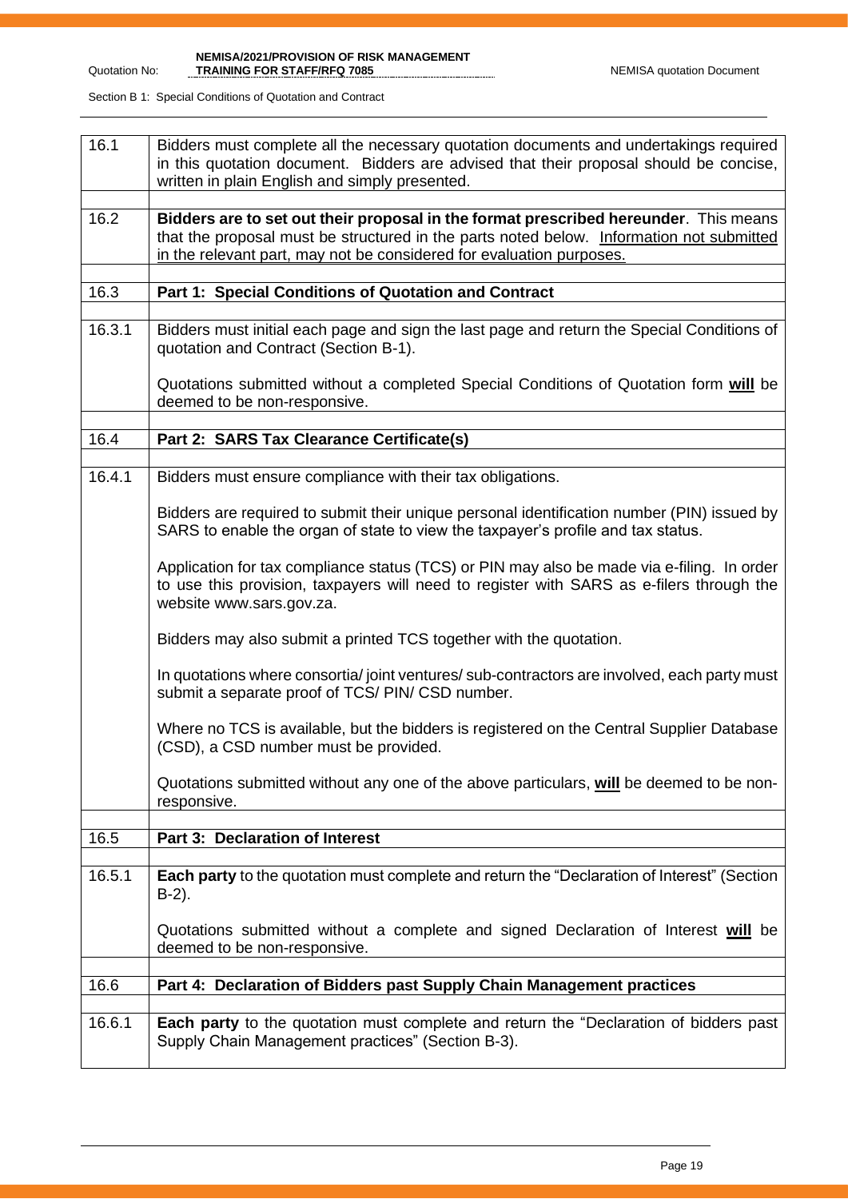| | |
|---|---|
| 16.1 | Bidders must complete all the necessary quotation documents and undertakings required in this quotation document. Bidders are advised that their proposal should be concise, written in plain English and simply presented. |
| | |
| 16.2 | **Bidders are to set out their proposal in the format prescribed hereunder**. This means that the proposal must be structured in the parts noted below. Information not submitted in the relevant part, may not be considered for evaluation purposes. |
| | |
| 16.3 | **Part 1: Special Conditions of Quotation and Contract** |
| | |
| 16.3.1 | Bidders must initial each page and sign the last page and return the Special Conditions of quotation and Contract (Section B-1).<br><br>Quotations submitted without a completed Special Conditions of Quotation form **will** be deemed to be non-responsive. |
| | |
| 16.4 | **Part 2: SARS Tax Clearance Certificate(s)** |
| | |
| 16.4.1 | Bidders must ensure compliance with their tax obligations.<br><br>Bidders are required to submit their unique personal identification number (PIN) issued by SARS to enable the organ of state to view the taxpayer's profile and tax status.<br><br>Application for tax compliance status (TCS) or PIN may also be made via e-filing. In order to use this provision, taxpayers will need to register with SARS as e-filers through the website www.sars.gov.za.<br><br>Bidders may also submit a printed TCS together with the quotation.<br><br>In quotations where consortia/ joint ventures/ sub-contractors are involved, each party must submit a separate proof of TCS/ PIN/ CSD number.<br><br>Where no TCS is available, but the bidders is registered on the Central Supplier Database (CSD), a CSD number must be provided.<br><br>Quotations submitted without any one of the above particulars, **will** be deemed to be non-responsive. |
| | |
| 16.5 | **Part 3: Declaration of Interest** |
| | |
| 16.5.1 | **Each party** to the quotation must complete and return the "Declaration of Interest" (Section B-2).<br><br>Quotations submitted without a complete and signed Declaration of Interest **will** be deemed to be non-responsive. |
| | |
| 16.6 | **Part 4: Declaration of Bidders past Supply Chain Management practices** |
| | |
| 16.6.1 | **Each party** to the quotation must complete and return the "Declaration of bidders past Supply Chain Management practices" (Section B-3). |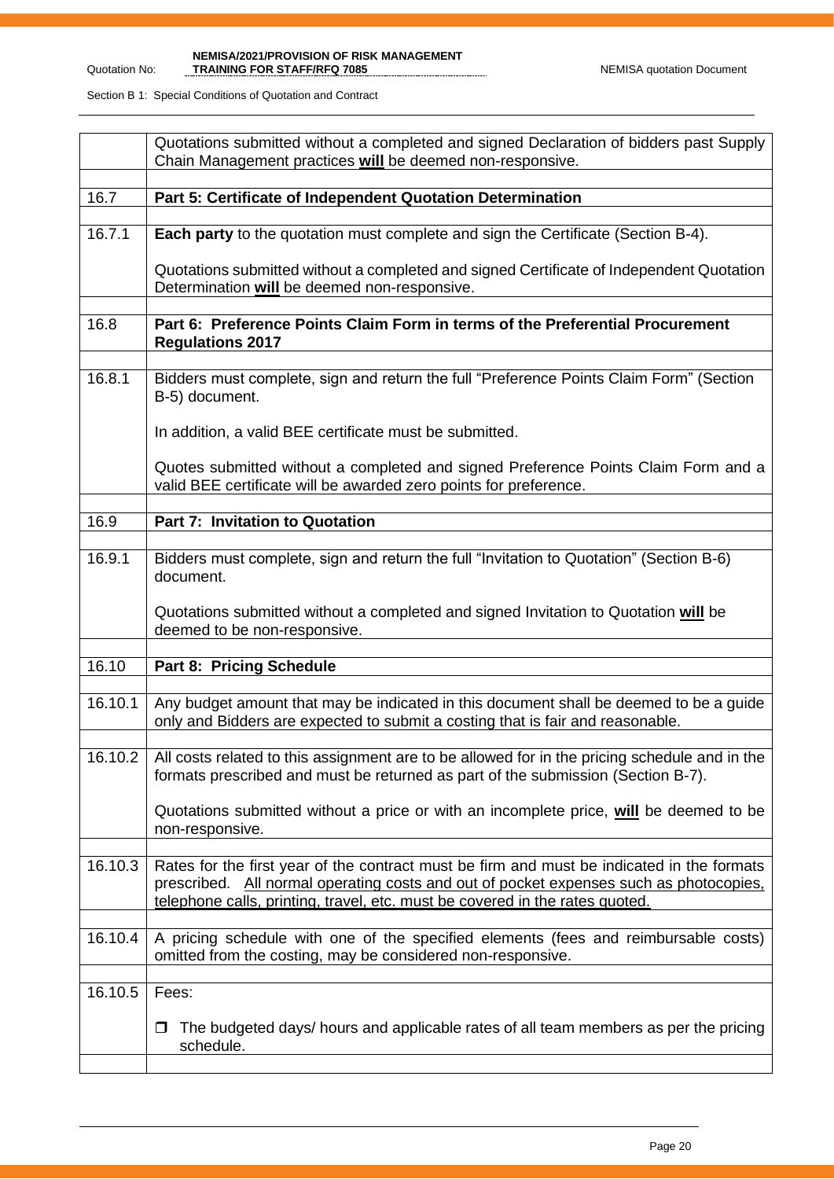| | |
|---|---|
| | Quotations submitted without a completed and signed Declaration of bidders past Supply Chain Management practices **will** be deemed non-responsive. |
| | |
| 16.7 | **Part 5: Certificate of Independent Quotation Determination** |
| | |
| 16.7.1 | **Each party** to the quotation must complete and sign the Certificate (Section B-4).<br><br>Quotations submitted without a completed and signed Certificate of Independent Quotation Determination **will** be deemed non-responsive. |
| | |
| 16.8 | **Part 6: Preference Points Claim Form in terms of the Preferential Procurement Regulations 2017** |
| | |
| 16.8.1 | Bidders must complete, sign and return the full "Preference Points Claim Form" (Section B-5) document.<br><br>In addition, a valid BEE certificate must be submitted.<br><br>Quotes submitted without a completed and signed Preference Points Claim Form and a valid BEE certificate will be awarded zero points for preference. |
| | |
| 16.9 | **Part 7: Invitation to Quotation** |
| | |
| 16.9.1 | Bidders must complete, sign and return the full "Invitation to Quotation" (Section B-6) document.<br><br>Quotations submitted without a completed and signed Invitation to Quotation **will** be deemed to be non-responsive. |
| | |
| 16.10 | **Part 8: Pricing Schedule** |
| | |
| 16.10.1 | Any budget amount that may be indicated in this document shall be deemed to be a guide only and Bidders are expected to submit a costing that is fair and reasonable. |
| | |
| 16.10.2 | All costs related to this assignment are to be allowed for in the pricing schedule and in the formats prescribed and must be returned as part of the submission (Section B-7).<br><br>Quotations submitted without a price or with an incomplete price, **will** be deemed to be non-responsive. |
| | |
| 16.10.3 | Rates for the first year of the contract must be firm and must be indicated in the formats prescribed. All normal operating costs and out of pocket expenses such as photocopies, telephone calls, printing, travel, etc. must be covered in the rates quoted. |
| | |
| 16.10.4 | A pricing schedule with one of the specified elements (fees and reimbursable costs) omitted from the costing, may be considered non-responsive. |
| | |
| 16.10.5 | Fees:<br><br>❒ The budgeted days/ hours and applicable rates of all team members as per the pricing schedule. |
| | |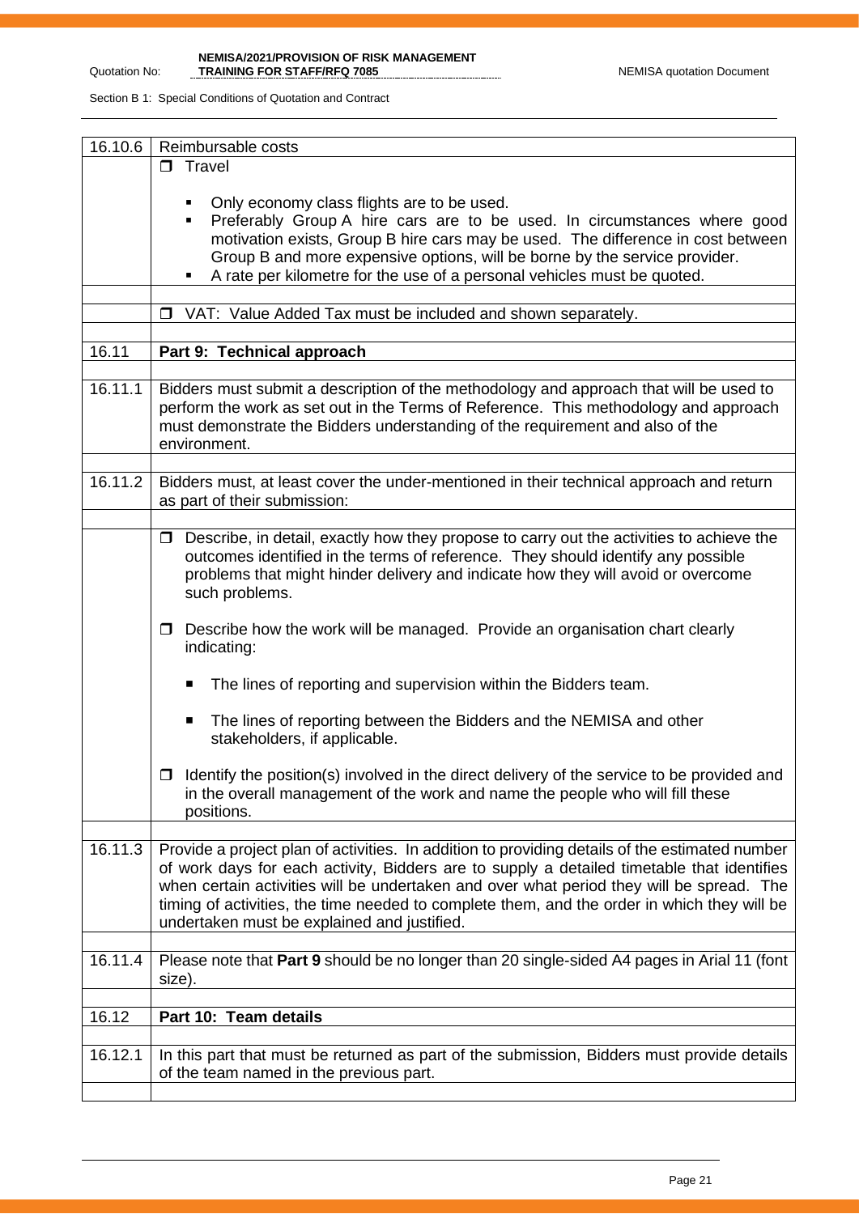| 16.10.6 | Reimbursable costs |
|---|---|
| | ☐ Travel<br><br>▪ Only economy class flights are to be used.<br>▪ Preferably Group A hire cars are to be used. In circumstances where good motivation exists, Group B hire cars may be used. The difference in cost between Group B and more expensive options, will be borne by the service provider.<br>▪ A rate per kilometre for the use of a personal vehicles must be quoted. |
| | |
| | ☐ VAT: Value Added Tax must be included and shown separately. |
| | |
| 16.11 | **Part 9: Technical approach** |
| | |
| 16.11.1 | Bidders must submit a description of the methodology and approach that will be used to perform the work as set out in the Terms of Reference. This methodology and approach must demonstrate the Bidders understanding of the requirement and also of the environment. |
| | |
| 16.11.2 | Bidders must, at least cover the under-mentioned in their technical approach and return as part of their submission: |
| | |
| | ☐ Describe, in detail, exactly how they propose to carry out the activities to achieve the outcomes identified in the terms of reference. They should identify any possible problems that might hinder delivery and indicate how they will avoid or overcome such problems.<br><br>☐ Describe how the work will be managed. Provide an organisation chart clearly indicating:<br><br>▪ The lines of reporting and supervision within the Bidders team.<br><br>▪ The lines of reporting between the Bidders and the NEMISA and other stakeholders, if applicable.<br><br>☐ Identify the position(s) involved in the direct delivery of the service to be provided and in the overall management of the work and name the people who will fill these positions. |
| | |
| 16.11.3 | Provide a project plan of activities. In addition to providing details of the estimated number of work days for each activity, Bidders are to supply a detailed timetable that identifies when certain activities will be undertaken and over what period they will be spread. The timing of activities, the time needed to complete them, and the order in which they will be undertaken must be explained and justified. |
| | |
| 16.11.4 | Please note that **Part 9** should be no longer than 20 single-sided A4 pages in Arial 11 (font size). |
| | |
| 16.12 | **Part 10: Team details** |
| | |
| 16.12.1 | In this part that must be returned as part of the submission, Bidders must provide details of the team named in the previous part. |
| | |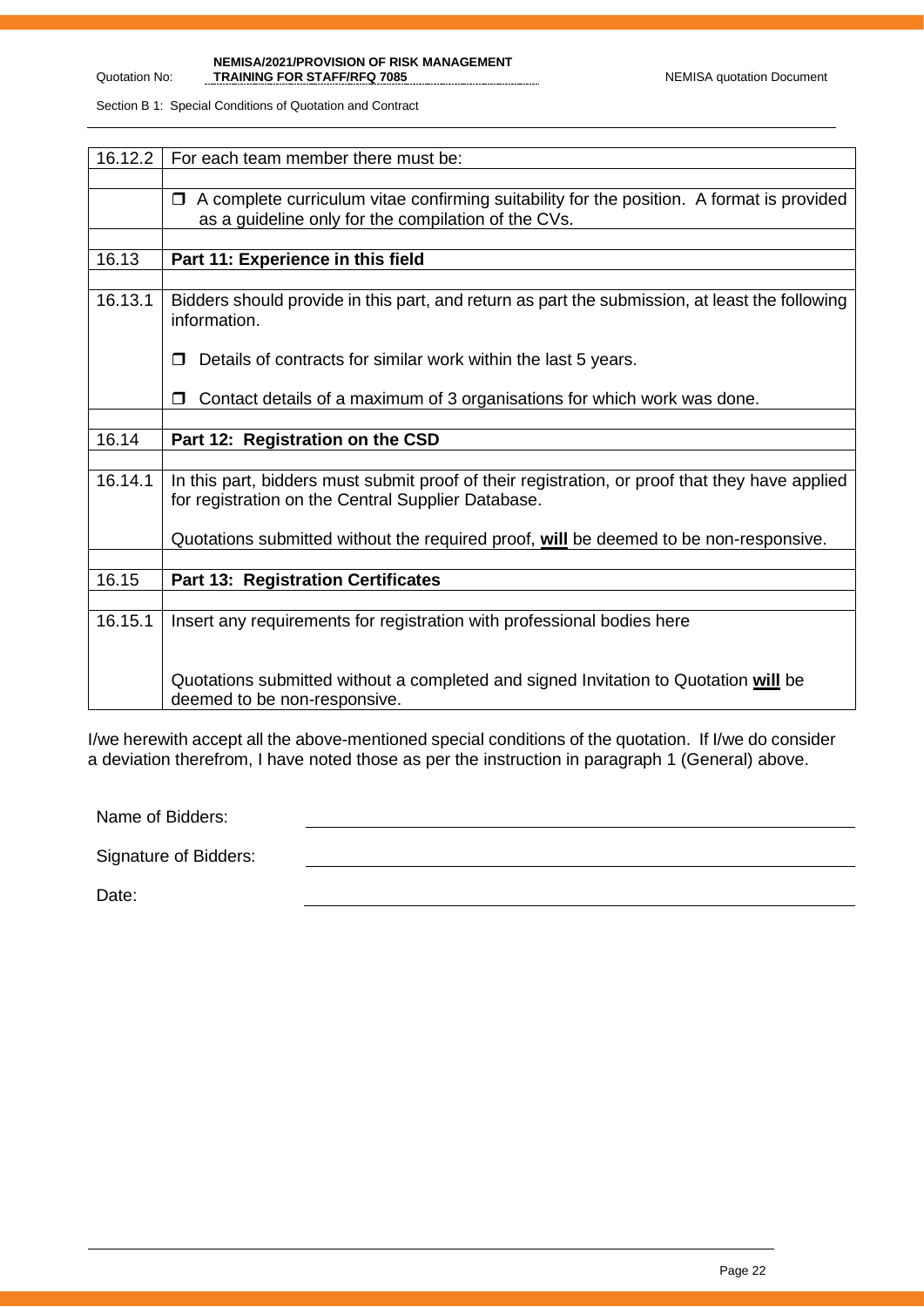| 16.12.2 | For each team member there must be: |
|---|---|
| | |
| | ❒ A complete curriculum vitae confirming suitability for the position. A format is provided as a guideline only for the compilation of the CVs. |
| | |
| 16.13 | **Part 11: Experience in this field** |
| | |
| 16.13.1 | Bidders should provide in this part, and return as part the submission, at least the following information.<br><br>❒ Details of contracts for similar work within the last 5 years.<br><br>❒ Contact details of a maximum of 3 organisations for which work was done. |
| | |
| 16.14 | **Part 12: Registration on the CSD** |
| | |
| 16.14.1 | In this part, bidders must submit proof of their registration, or proof that they have applied for registration on the Central Supplier Database.<br><br>Quotations submitted without the required proof, **will** be deemed to be non-responsive. |
| | |
| 16.15 | **Part 13: Registration Certificates** |
| | |
| 16.15.1 | Insert any requirements for registration with professional bodies here<br><br><br>Quotations submitted without a completed and signed Invitation to Quotation **will** be deemed to be non-responsive. |

I/we herewith accept all the above-mentioned special conditions of the quotation. If I/we do consider a deviation therefrom, I have noted those as per the instruction in paragraph 1 (General) above.

Name of Bidders: \_\_\_\_\_\_\_\_\_\_\_\_\_\_\_\_\_\_\_\_\_\_\_\_\_\_\_\_\_\_\_\_

Signature of Bidders: \_\_\_\_\_\_\_\_\_\_\_\_\_\_\_\_\_\_\_\_\_\_\_\_\_\_\_\_\_\_\_\_

Date: \_\_\_\_\_\_\_\_\_\_\_\_\_\_\_\_\_\_\_\_\_\_\_\_\_\_\_\_\_\_\_\_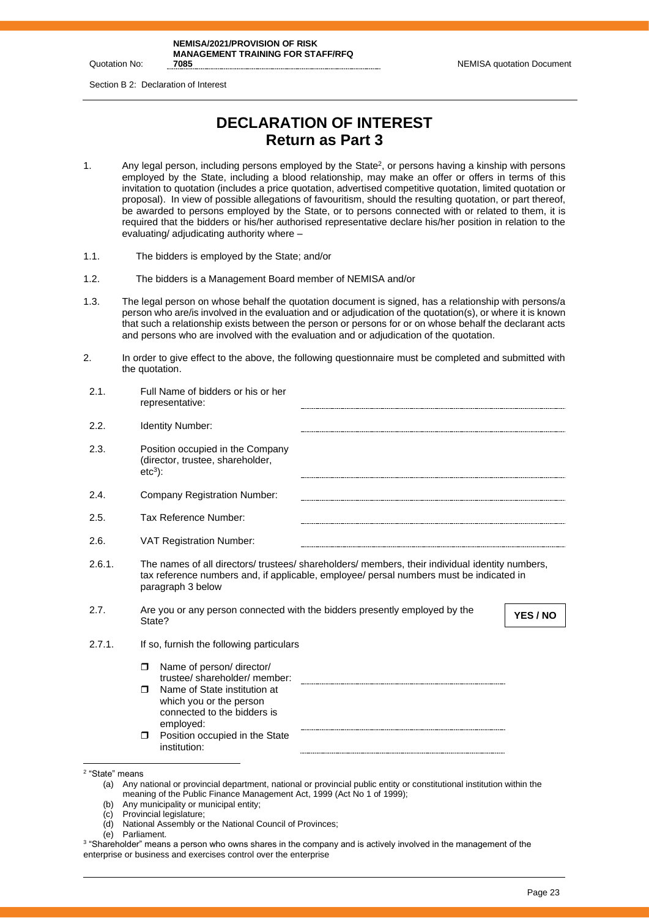Section B 2: Declaration of Interest

# DECLARATION OF INTEREST
## Return as Part 3

1. Any legal person, including persons employed by the State[2], or persons having a kinship with persons employed by the State, including a blood relationship, may make an offer or offers in terms of this invitation to quotation (includes a price quotation, advertised competitive quotation, limited quotation or proposal). In view of possible allegations of favouritism, should the resulting quotation, or part thereof, be awarded to persons employed by the State, or to persons connected with or related to them, it is required that the bidders or his/her authorised representative declare his/her position in relation to the evaluating/ adjudicating authority where –

1.1. The bidders is employed by the State; and/or

1.2. The bidders is a Management Board member of NEMISA and/or

1.3. The legal person on whose behalf the quotation document is signed, has a relationship with persons/a person who are/is involved in the evaluation and or adjudication of the quotation(s), or where it is known that such a relationship exists between the person or persons for or on whose behalf the declarant acts and persons who are involved with the evaluation and or adjudication of the quotation.

2. In order to give effect to the above, the following questionnaire must be completed and submitted with the quotation.

2.1. Full Name of bidders or his or her representative: ........................................

2.2. Identity Number: ........................................

2.3. Position occupied in the Company (director, trustee, shareholder, etc[3]): ........................................

2.4. Company Registration Number: ........................................

2.5. Tax Reference Number: ........................................

2.6. VAT Registration Number: ........................................

2.6.1. The names of all directors/ trustees/ shareholders/ members, their individual identity numbers, tax reference numbers and, if applicable, employee/ persal numbers must be indicated in paragraph 3 below

2.7. Are you or any person connected with the bidders presently employed by the State? **YES / NO**

2.7.1. If so, furnish the following particulars

- Name of person/ director/ trustee/ shareholder/ member: ........................................
- Name of State institution at which you or the person connected to the bidders is employed: ........................................
- Position occupied in the State institution: ........................................

---

[2] "State" means

(a) Any national or provincial department, national or provincial public entity or constitutional institution within the meaning of the Public Finance Management Act, 1999 (Act No 1 of 1999);

(b) Any municipality or municipal entity;

(c) Provincial legislature;

(d) National Assembly or the National Council of Provinces;

(e) Parliament.

[3] "Shareholder" means a person who owns shares in the company and is actively involved in the management of the enterprise or business and exercises control over the enterprise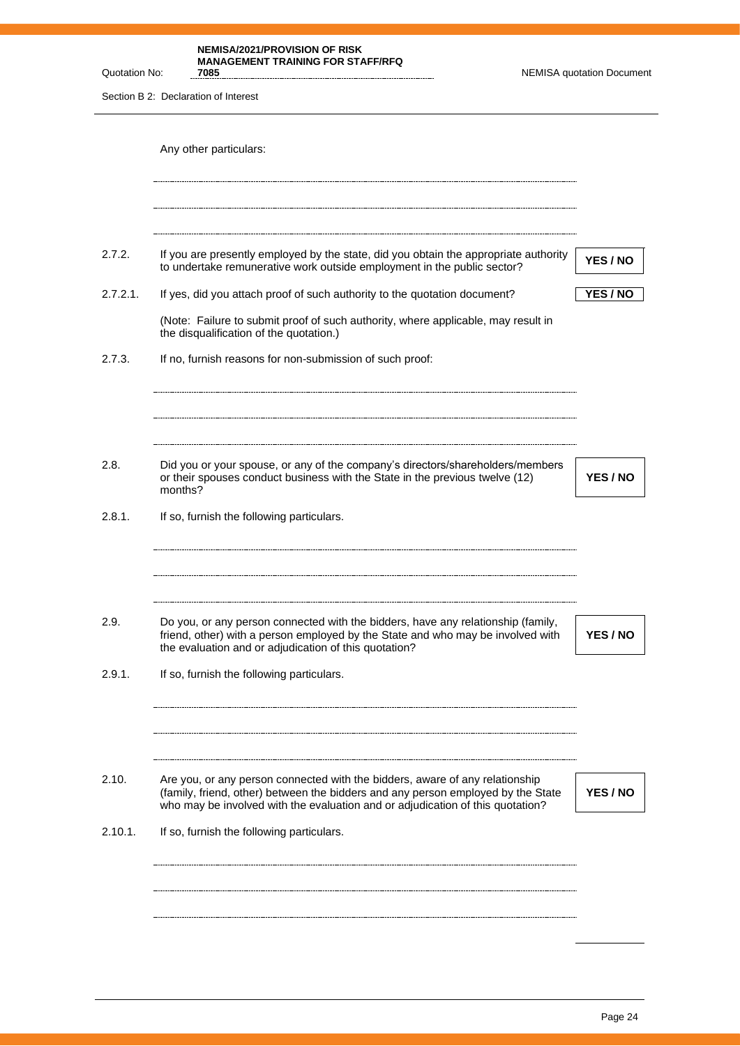Any other particulars:

..............................................................................................................................................

..............................................................................................................................................

..............................................................................................................................................

2.7.2. If you are presently employed by the state, did you obtain the appropriate authority to undertake remunerative work outside employment in the public sector? **YES / NO**

2.7.2.1. If yes, did you attach proof of such authority to the quotation document? **YES / NO**

(Note: Failure to submit proof of such authority, where applicable, may result in the disqualification of the quotation.)

2.7.3. If no, furnish reasons for non-submission of such proof:

..............................................................................................................................................

..............................................................................................................................................

..............................................................................................................................................

2.8. Did you or your spouse, or any of the company's directors/shareholders/members or their spouses conduct business with the State in the previous twelve (12) months? **YES / NO**

2.8.1. If so, furnish the following particulars.

..............................................................................................................................................

..............................................................................................................................................

..............................................................................................................................................

2.9. Do you, or any person connected with the bidders, have any relationship (family, friend, other) with a person employed by the State and who may be involved with the evaluation and or adjudication of this quotation? **YES / NO**

2.9.1. If so, furnish the following particulars.

..............................................................................................................................................

..............................................................................................................................................

..............................................................................................................................................

2.10. Are you, or any person connected with the bidders, aware of any relationship (family, friend, other) between the bidders and any person employed by the State who may be involved with the evaluation and or adjudication of this quotation? **YES / NO**

2.10.1. If so, furnish the following particulars.

..............................................................................................................................................

..............................................................................................................................................

..............................................................................................................................................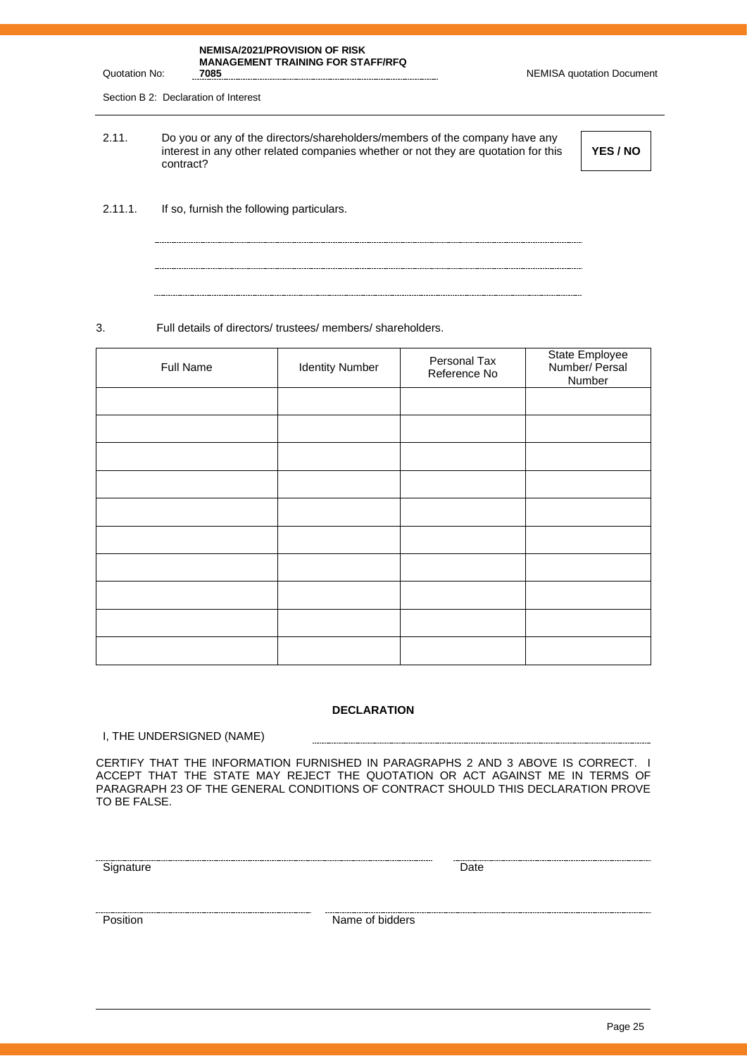Section B 2: Declaration of Interest

2.11. Do you or any of the directors/shareholders/members of the company have any interest in any other related companies whether or not they are quotation for this contract? **YES / NO**

2.11.1. If so, furnish the following particulars.

..................................................................................................................................

..................................................................................................................................

..................................................................................................................................

3. Full details of directors/ trustees/ members/ shareholders.

| Full Name | Identity Number | Personal Tax Reference No | State Employee Number/ Persal Number |
|---|---|---|---|
| | | | |
| | | | |
| | | | |
| | | | |
| | | | |
| | | | |
| | | | |
| | | | |
| | | | |
| | | | |

**DECLARATION**

I, THE UNDERSIGNED (NAME) ..................................................................................

CERTIFY THAT THE INFORMATION FURNISHED IN PARAGRAPHS 2 AND 3 ABOVE IS CORRECT. I ACCEPT THAT THE STATE MAY REJECT THE QUOTATION OR ACT AGAINST ME IN TERMS OF PARAGRAPH 23 OF THE GENERAL CONDITIONS OF CONTRACT SHOULD THIS DECLARATION PROVE TO BE FALSE.

.................................................................................. ..................................................
Signature Date

.................................................................................. ..................................................
Position Name of bidders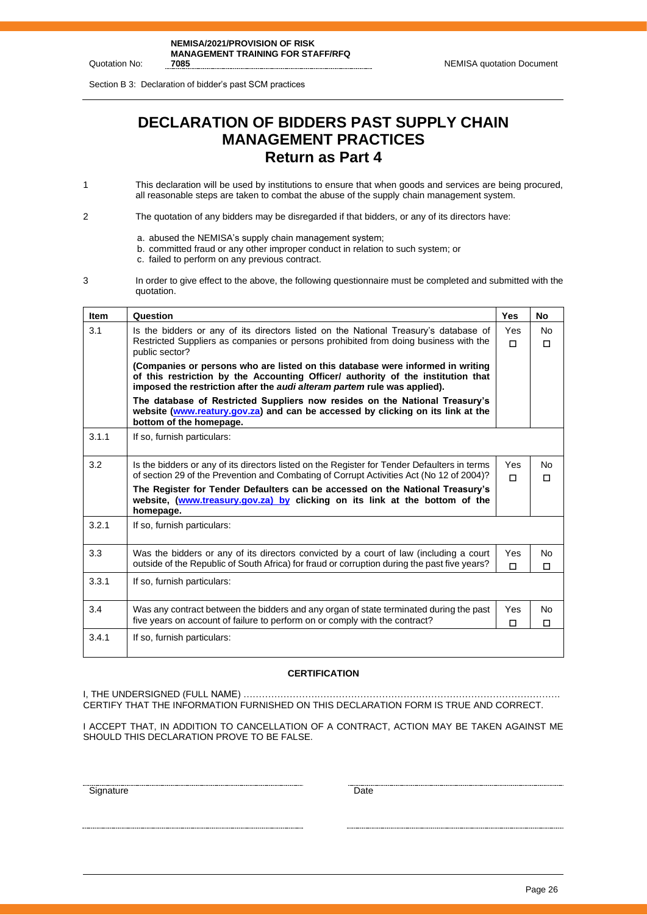Section B 3: Declaration of bidder's past SCM practices

# DECLARATION OF BIDDERS PAST SUPPLY CHAIN MANAGEMENT PRACTICES

## Return as Part 4

1. This declaration will be used by institutions to ensure that when goods and services are being procured, all reasonable steps are taken to combat the abuse of the supply chain management system.

2. The quotation of any bidders may be disregarded if that bidders, or any of its directors have:

   a. abused the NEMISA's supply chain management system;
   b. committed fraud or any other improper conduct in relation to such system; or
   c. failed to perform on any previous contract.

3. In order to give effect to the above, the following questionnaire must be completed and submitted with the quotation.

| Item | Question | Yes | No |
|---|---|---|---|
| 3.1 | Is the bidders or any of its directors listed on the National Treasury's database of Restricted Suppliers as companies or persons prohibited from doing business with the public sector?<br><br>**(Companies or persons who are listed on this database were informed in writing of this restriction by the Accounting Officer/ authority of the institution that imposed the restriction after the *audi alteram partem* rule was applied).**<br><br>**The database of Restricted Suppliers now resides on the National Treasury's website (www.reatury.gov.za) and can be accessed by clicking on its link at the bottom of the homepage.** | Yes ☐ | No ☐ |
| 3.1.1 | If so, furnish particulars: | | |
| 3.2 | Is the bidders or any of its directors listed on the Register for Tender Defaulters in terms of section 29 of the Prevention and Combating of Corrupt Activities Act (No 12 of 2004)?<br><br>**The Register for Tender Defaulters can be accessed on the National Treasury's website, (www.treasury.gov.za) by clicking on its link at the bottom of the homepage.** | Yes ☐ | No ☐ |
| 3.2.1 | If so, furnish particulars: | | |
| 3.3 | Was the bidders or any of its directors convicted by a court of law (including a court outside of the Republic of South Africa) for fraud or corruption during the past five years? | Yes ☐ | No ☐ |
| 3.3.1 | If so, furnish particulars: | | |
| 3.4 | Was any contract between the bidders and any organ of state terminated during the past five years on account of failure to perform on or comply with the contract? | Yes ☐ | No ☐ |
| 3.4.1 | If so, furnish particulars: | | |

**CERTIFICATION**

I, THE UNDERSIGNED (FULL NAME) …………………………………………………………………………………………
CERTIFY THAT THE INFORMATION FURNISHED ON THIS DECLARATION FORM IS TRUE AND CORRECT.

I ACCEPT THAT, IN ADDITION TO CANCELLATION OF A CONTRACT, ACTION MAY BE TAKEN AGAINST ME SHOULD THIS DECLARATION PROVE TO BE FALSE.

Signature ……………………………………… Date ………………………………………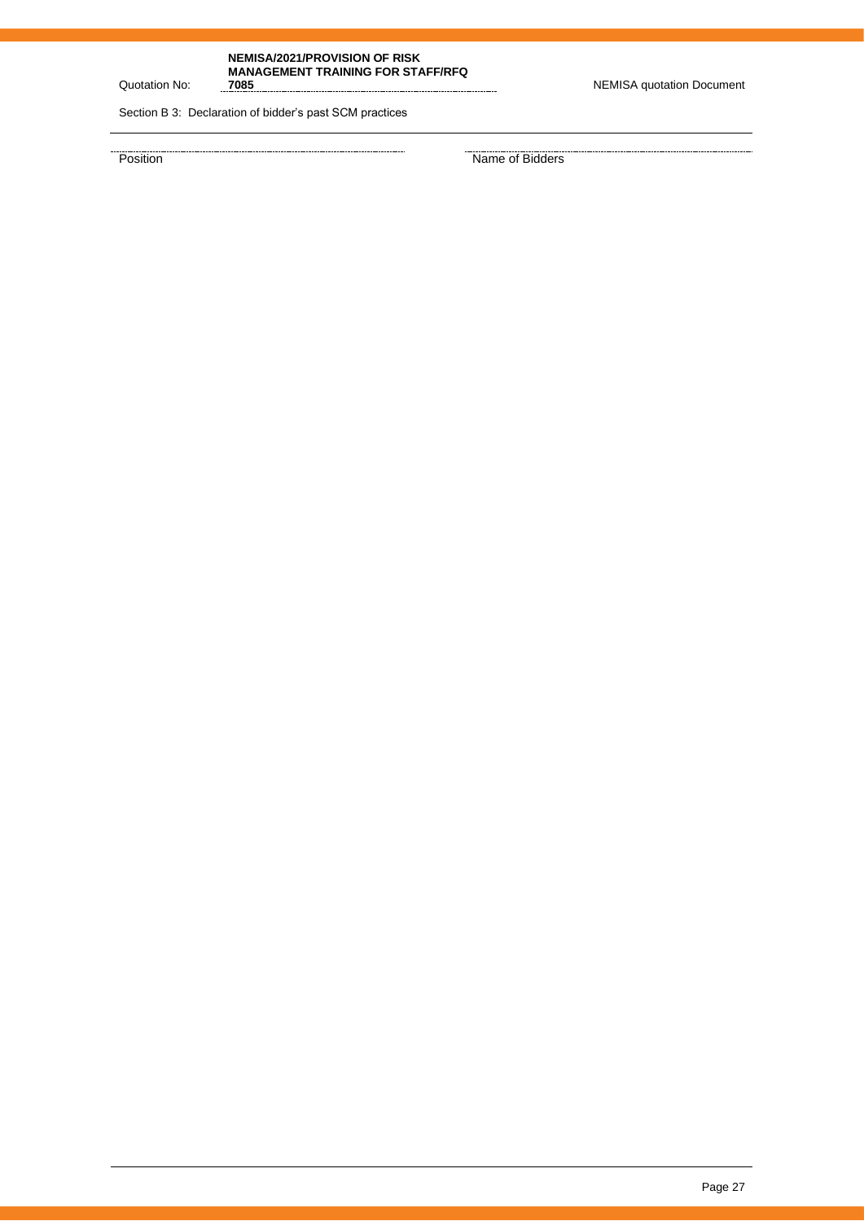| Position | Name of Bidders |
|---|---|
| | |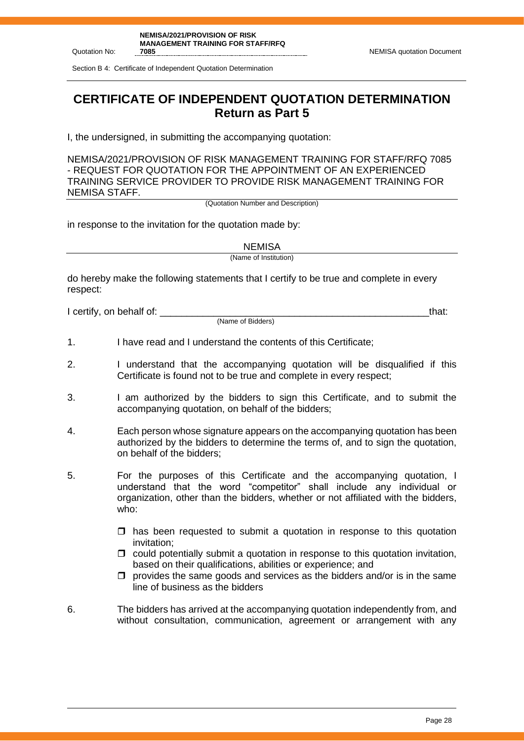# CERTIFICATE OF INDEPENDENT QUOTATION DETERMINATION
## Return as Part 5

I, the undersigned, in submitting the accompanying quotation:

NEMISA/2021/PROVISION OF RISK MANAGEMENT TRAINING FOR STAFF/RFQ 7085 - REQUEST FOR QUOTATION FOR THE APPOINTMENT OF AN EXPERIENCED TRAINING SERVICE PROVIDER TO PROVIDE RISK MANAGEMENT TRAINING FOR NEMISA STAFF.

(Quotation Number and Description)

in response to the invitation for the quotation made by:

NEMISA

(Name of Institution)

do hereby make the following statements that I certify to be true and complete in every respect:

I certify, on behalf of: ____________________________________________________that:

(Name of Bidders)

1. I have read and I understand the contents of this Certificate;
2. I understand that the accompanying quotation will be disqualified if this Certificate is found not to be true and complete in every respect;
3. I am authorized by the bidders to sign this Certificate, and to submit the accompanying quotation, on behalf of the bidders;
4. Each person whose signature appears on the accompanying quotation has been authorized by the bidders to determine the terms of, and to sign the quotation, on behalf of the bidders;
5. For the purposes of this Certificate and the accompanying quotation, I understand that the word "competitor" shall include any individual or organization, other than the bidders, whether or not affiliated with the bidders, who:
   - ☐ has been requested to submit a quotation in response to this quotation invitation;
   - ☐ could potentially submit a quotation in response to this quotation invitation, based on their qualifications, abilities or experience; and
   - ☐ provides the same goods and services as the bidders and/or is in the same line of business as the bidders
6. The bidders has arrived at the accompanying quotation independently from, and without consultation, communication, agreement or arrangement with any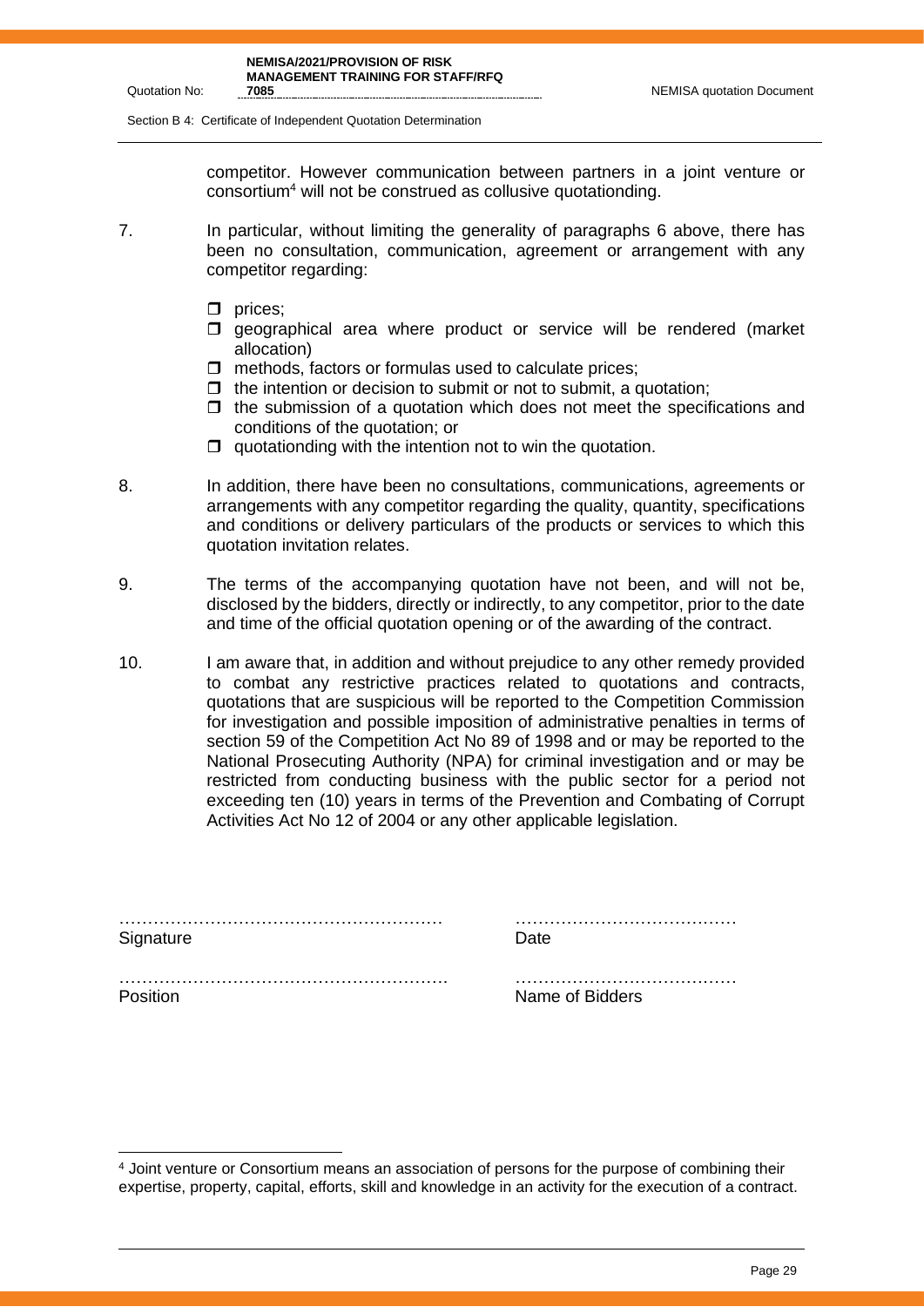competitor. However communication between partners in a joint venture or consortium[4] will not be construed as collusive quotationding.

7. In particular, without limiting the generality of paragraphs 6 above, there has been no consultation, communication, agreement or arrangement with any competitor regarding:

   - prices;
   - geographical area where product or service will be rendered (market allocation)
   - methods, factors or formulas used to calculate prices;
   - the intention or decision to submit or not to submit, a quotation;
   - the submission of a quotation which does not meet the specifications and conditions of the quotation; or
   - quotationding with the intention not to win the quotation.

8. In addition, there have been no consultations, communications, agreements or arrangements with any competitor regarding the quality, quantity, specifications and conditions or delivery particulars of the products or services to which this quotation invitation relates.

9. The terms of the accompanying quotation have not been, and will not be, disclosed by the bidders, directly or indirectly, to any competitor, prior to the date and time of the official quotation opening or of the awarding of the contract.

10. I am aware that, in addition and without prejudice to any other remedy provided to combat any restrictive practices related to quotations and contracts, quotations that are suspicious will be reported to the Competition Commission for investigation and possible imposition of administrative penalties in terms of section 59 of the Competition Act No 89 of 1998 and or may be reported to the National Prosecuting Authority (NPA) for criminal investigation and or may be restricted from conducting business with the public sector for a period not exceeding ten (10) years in terms of the Prevention and Combating of Corrupt Activities Act No 12 of 2004 or any other applicable legislation.

| | |
|---|---|
| ………………………………………………… | ………………………………… |
| Signature | Date |
| ………………………………………………… | ………………………………… |
| Position | Name of Bidders |

[4] Joint venture or Consortium means an association of persons for the purpose of combining their expertise, property, capital, efforts, skill and knowledge in an activity for the execution of a contract.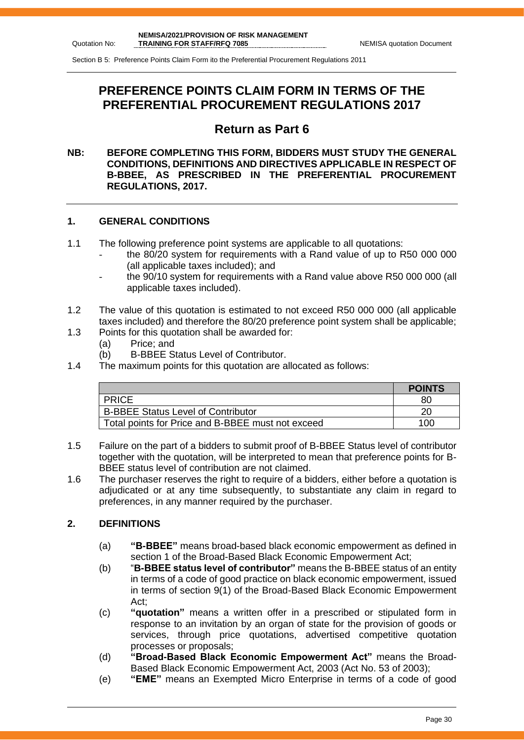# PREFERENCE POINTS CLAIM FORM IN TERMS OF THE PREFERENTIAL PROCUREMENT REGULATIONS 2017

## Return as Part 6

**NB: BEFORE COMPLETING THIS FORM, BIDDERS MUST STUDY THE GENERAL CONDITIONS, DEFINITIONS AND DIRECTIVES APPLICABLE IN RESPECT OF B-BBEE, AS PRESCRIBED IN THE PREFERENTIAL PROCUREMENT REGULATIONS, 2017.**

### 1. GENERAL CONDITIONS

1.1 The following preference point systems are applicable to all quotations:
- the 80/20 system for requirements with a Rand value of up to R50 000 000 (all applicable taxes included); and
- the 90/10 system for requirements with a Rand value above R50 000 000 (all applicable taxes included).

1.2 The value of this quotation is estimated to not exceed R50 000 000 (all applicable taxes included) and therefore the 80/20 preference point system shall be applicable;

1.3 Points for this quotation shall be awarded for:
(a) Price; and
(b) B-BBEE Status Level of Contributor.

1.4 The maximum points for this quotation are allocated as follows:

| | POINTS |
|---|---|
| PRICE | 80 |
| B-BBEE Status Level of Contributor | 20 |
| Total points for Price and B-BBEE must not exceed | 100 |

1.5 Failure on the part of a bidders to submit proof of B-BBEE Status level of contributor together with the quotation, will be interpreted to mean that preference points for B-BBEE status level of contribution are not claimed.

1.6 The purchaser reserves the right to require of a bidders, either before a quotation is adjudicated or at any time subsequently, to substantiate any claim in regard to preferences, in any manner required by the purchaser.

### 2. DEFINITIONS

(a) **"B-BBEE"** means broad-based black economic empowerment as defined in section 1 of the Broad-Based Black Economic Empowerment Act;

(b) "**B-BBEE status level of contributor"** means the B-BBEE status of an entity in terms of a code of good practice on black economic empowerment, issued in terms of section 9(1) of the Broad-Based Black Economic Empowerment Act;

(c) **"quotation"** means a written offer in a prescribed or stipulated form in response to an invitation by an organ of state for the provision of goods or services, through price quotations, advertised competitive quotation processes or proposals;

(d) **"Broad-Based Black Economic Empowerment Act"** means the Broad-Based Black Economic Empowerment Act, 2003 (Act No. 53 of 2003);

(e) **"EME"** means an Exempted Micro Enterprise in terms of a code of good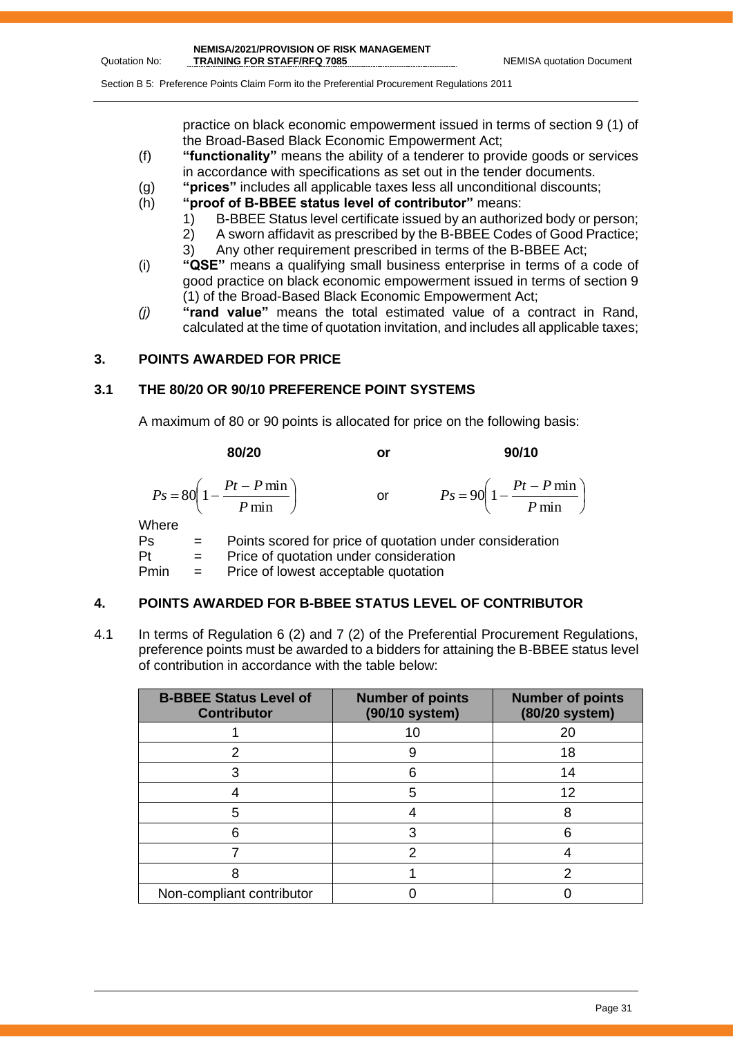practice on black economic empowerment issued in terms of section 9 (1) of the Broad-Based Black Economic Empowerment Act;

(f) **"functionality"** means the ability of a tenderer to provide goods or services in accordance with specifications as set out in the tender documents.

(g) **"prices"** includes all applicable taxes less all unconditional discounts;

(h) **"proof of B-BBEE status level of contributor"** means:
   1) B-BBEE Status level certificate issued by an authorized body or person;
   2) A sworn affidavit as prescribed by the B-BBEE Codes of Good Practice;
   3) Any other requirement prescribed in terms of the B-BBEE Act;

(i) **"QSE"** means a qualifying small business enterprise in terms of a code of good practice on black economic empowerment issued in terms of section 9 (1) of the Broad-Based Black Economic Empowerment Act;

*(j)* **"rand value"** means the total estimated value of a contract in Rand, calculated at the time of quotation invitation, and includes all applicable taxes;

## 3. POINTS AWARDED FOR PRICE

### 3.1 THE 80/20 OR 90/10 PREFERENCE POINT SYSTEMS

A maximum of 80 or 90 points is allocated for price on the following basis:

**80/20** **or** **90/10**

$$Ps = 80\left(1 - \frac{Pt - P\min}{P\min}\right) \quad \text{or} \quad Ps = 90\left(1 - \frac{Pt - P\min}{P\min}\right)$$

Where

Ps = Points scored for price of quotation under consideration

Pt = Price of quotation under consideration

Pmin = Price of lowest acceptable quotation

## 4. POINTS AWARDED FOR B-BBEE STATUS LEVEL OF CONTRIBUTOR

4.1 In terms of Regulation 6 (2) and 7 (2) of the Preferential Procurement Regulations, preference points must be awarded to a bidders for attaining the B-BBEE status level of contribution in accordance with the table below:

| B-BBEE Status Level of Contributor | Number of points (90/10 system) | Number of points (80/20 system) |
|---|---|---|
| 1 | 10 | 20 |
| 2 | 9 | 18 |
| 3 | 6 | 14 |
| 4 | 5 | 12 |
| 5 | 4 | 8 |
| 6 | 3 | 6 |
| 7 | 2 | 4 |
| 8 | 1 | 2 |
| Non-compliant contributor | 0 | 0 |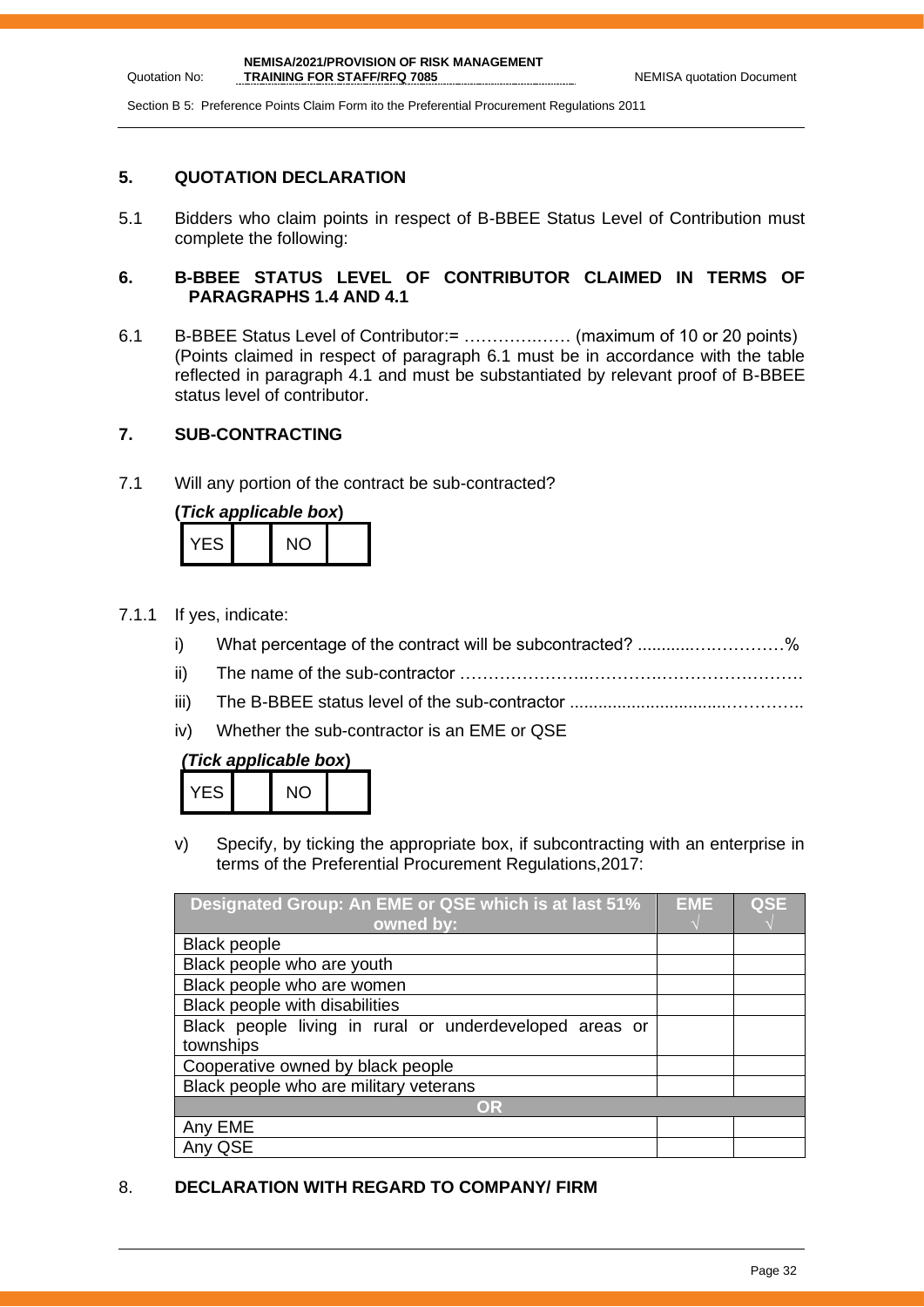## 5. QUOTATION DECLARATION

5.1 Bidders who claim points in respect of B-BBEE Status Level of Contribution must complete the following:

## 6. B-BBEE STATUS LEVEL OF CONTRIBUTOR CLAIMED IN TERMS OF PARAGRAPHS 1.4 AND 4.1

6.1 B-BBEE Status Level of Contributor:= ……………… (maximum of 10 or 20 points)
(Points claimed in respect of paragraph 6.1 must be in accordance with the table reflected in paragraph 4.1 and must be substantiated by relevant proof of B-BBEE status level of contributor.

## 7. SUB-CONTRACTING

7.1 Will any portion of the contract be sub-contracted?

**(*Tick applicable box*)**

| YES | | NO | |
|---|---|---|---|

7.1.1 If yes, indicate:

i) What percentage of the contract will be subcontracted? ............……………%

ii) The name of the sub-contractor …………………..………….……………………….

iii) The B-BBEE status level of the sub-contractor ......................................……………..

iv) Whether the sub-contractor is an EME or QSE

**(*Tick applicable box*)**

| YES | | NO | |
|---|---|---|---|

v) Specify, by ticking the appropriate box, if subcontracting with an enterprise in terms of the Preferential Procurement Regulations,2017:

| Designated Group: An EME or QSE which is at last 51% owned by: | EME √ | QSE √ |
|---|---|---|
| Black people | | |
| Black people who are youth | | |
| Black people who are women | | |
| Black people with disabilities | | |
| Black people living in rural or underdeveloped areas or townships | | |
| Cooperative owned by black people | | |
| Black people who are military veterans | | |
| **OR** | | |
| Any EME | | |
| Any QSE | | |

## 8. DECLARATION WITH REGARD TO COMPANY/ FIRM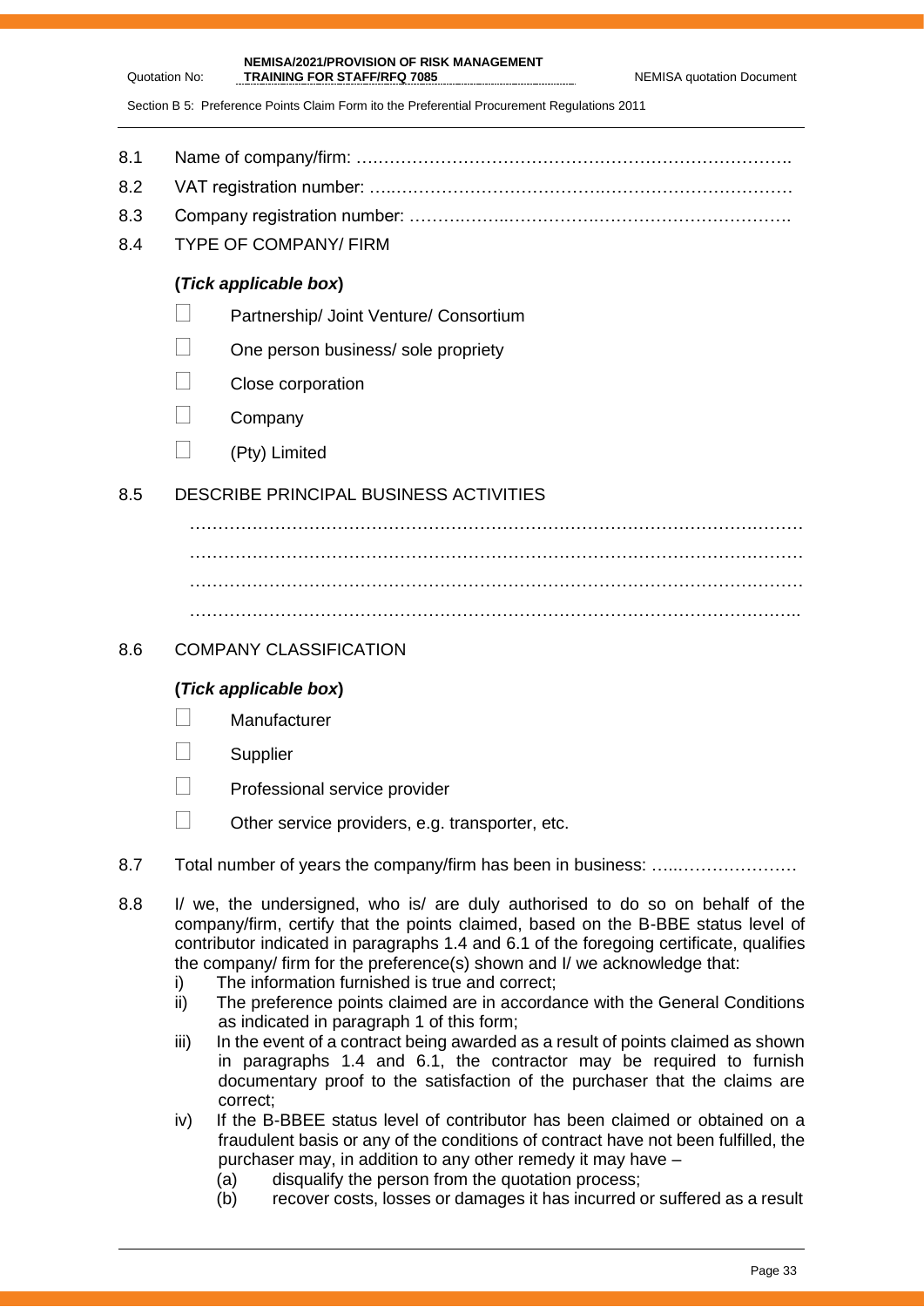8.1 Name of company/firm: ….…………………………………………………………………..

8.2 VAT registration number: …..……………………………….…………………………………

8.3 Company registration number: ……….……..…………….…………………………….

8.4 TYPE OF COMPANY/ FIRM

**(*Tick applicable box*)**

- ☐ Partnership/ Joint Venture/ Consortium
- ☐ One person business/ sole propriety
- ☐ Close corporation
- ☐ Company
- ☐ (Pty) Limited

8.5 DESCRIBE PRINCIPAL BUSINESS ACTIVITIES

……………………………………………………………………………………………………
……………………………………………………………………………………………………
……………………………………………………………………………………………………
……………………………………………………………………………………………………

8.6 COMPANY CLASSIFICATION

**(*Tick applicable box*)**

- ☐ Manufacturer
- ☐ Supplier
- ☐ Professional service provider
- ☐ Other service providers, e.g. transporter, etc.

8.7 Total number of years the company/firm has been in business: …..…………………

8.8 I/ we, the undersigned, who is/ are duly authorised to do so on behalf of the company/firm, certify that the points claimed, based on the B-BBE status level of contributor indicated in paragraphs 1.4 and 6.1 of the foregoing certificate, qualifies the company/ firm for the preference(s) shown and I/ we acknowledge that:

i) The information furnished is true and correct;

ii) The preference points claimed are in accordance with the General Conditions as indicated in paragraph 1 of this form;

iii) In the event of a contract being awarded as a result of points claimed as shown in paragraphs 1.4 and 6.1, the contractor may be required to furnish documentary proof to the satisfaction of the purchaser that the claims are correct;

iv) If the B-BBEE status level of contributor has been claimed or obtained on a fraudulent basis or any of the conditions of contract have not been fulfilled, the purchaser may, in addition to any other remedy it may have –

(a) disqualify the person from the quotation process;

(b) recover costs, losses or damages it has incurred or suffered as a result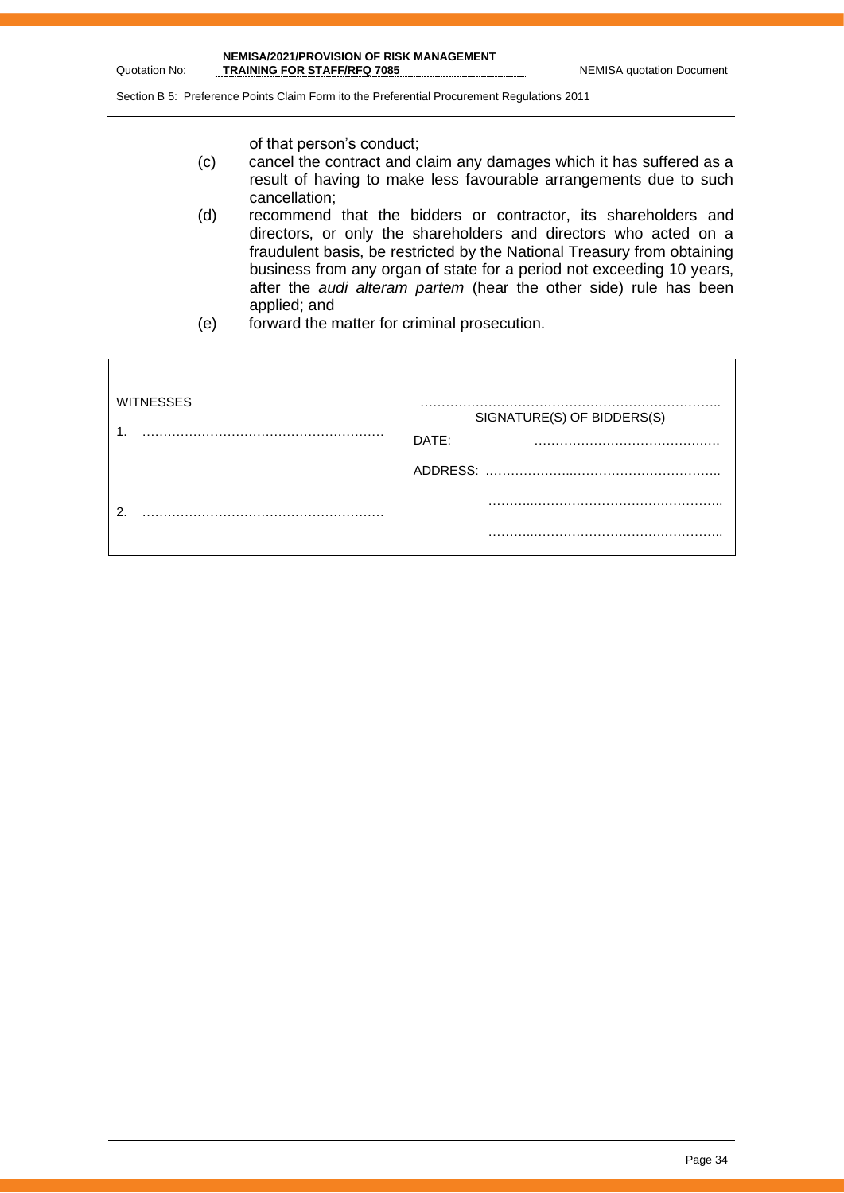of that person's conduct;

(c) cancel the contract and claim any damages which it has suffered as a result of having to make less favourable arrangements due to such cancellation;

(d) recommend that the bidders or contractor, its shareholders and directors, or only the shareholders and directors who acted on a fraudulent basis, be restricted by the National Treasury from obtaining business from any organ of state for a period not exceeding 10 years, after the *audi alteram partem* (hear the other side) rule has been applied; and

(e) forward the matter for criminal prosecution.

| WITNESSES | ……………………………………………………………. SIGNATURE(S) OF BIDDERS(S) |
|---|---|
| 1. ……………………………………………… | DATE: …………………………………… |
| | ADDRESS: …………………………………………………… |
| 2. ……………………………………………… | …………………………………………………… |
| | …………………………………………………… |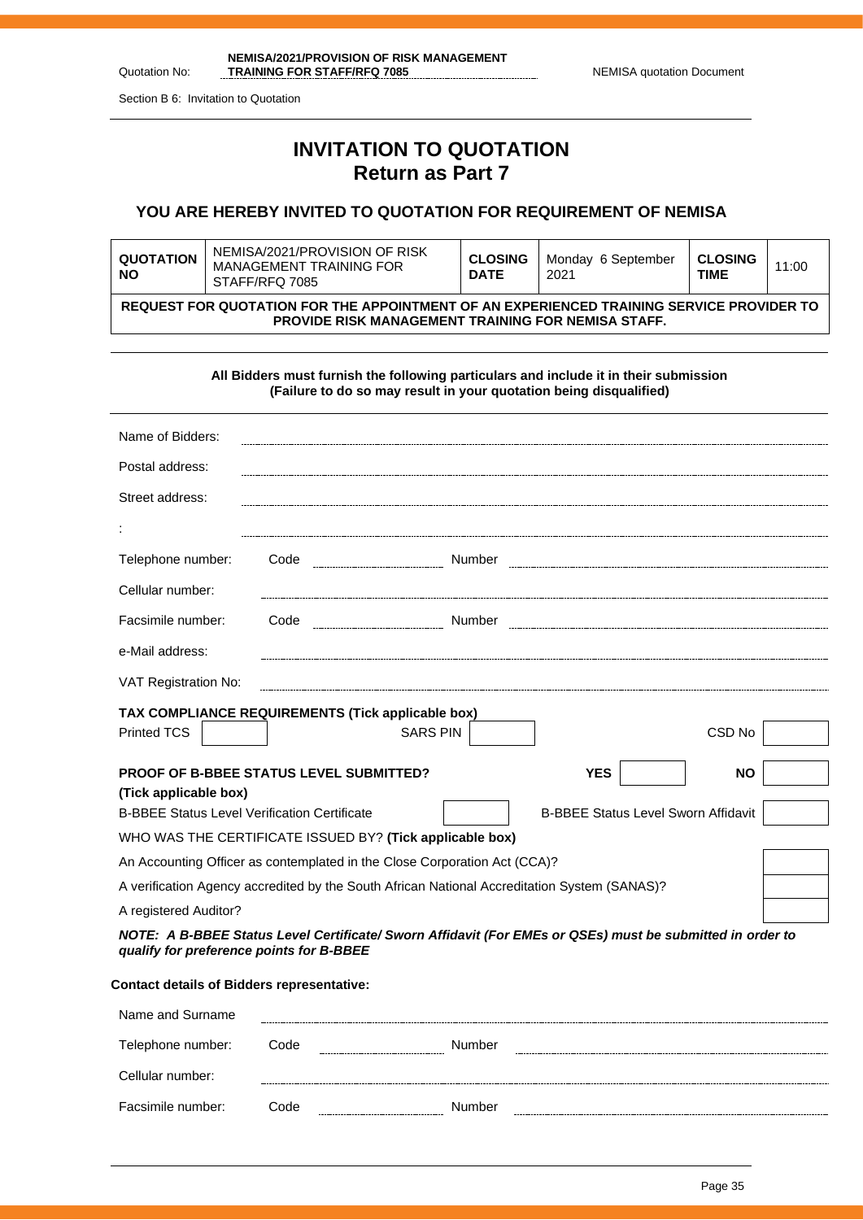Section B 6: Invitation to Quotation

# INVITATION TO QUOTATION
## Return as Part 7

### YOU ARE HEREBY INVITED TO QUOTATION FOR REQUIREMENT OF NEMISA

| **QUOTATION NO** | NEMISA/2021/PROVISION OF RISK MANAGEMENT TRAINING FOR STAFF/RFQ 7085 | **CLOSING DATE** | Monday 6 September 2021 | **CLOSING TIME** | 11:00 |
|---|---|---|---|---|---|
| **REQUEST FOR QUOTATION FOR THE APPOINTMENT OF AN EXPERIENCED TRAINING SERVICE PROVIDER TO PROVIDE RISK MANAGEMENT TRAINING FOR NEMISA STAFF.** | | | | | |

**All Bidders must furnish the following particulars and include it in their submission (Failure to do so may result in your quotation being disqualified)**

Name of Bidders: ..............................

Postal address: ..............................

Street address: ..............................

: ..............................

Telephone number: Code .............. Number ..............................

Cellular number: ..............................

Facsimile number: Code .............. Number ..............................

e-Mail address: ..............................

VAT Registration No: ..............................

**TAX COMPLIANCE REQUIREMENTS (Tick applicable box)**

| Printed TCS | | SARS PIN | | CSD No | |
|---|---|---|---|---|---|

| **PROOF OF B-BBEE STATUS LEVEL SUBMITTED? (Tick applicable box)** | **YES** | | **NO** | |
|---|---|---|---|---|
| B-BBEE Status Level Verification Certificate | | B-BBEE Status Level Sworn Affidavit | | |

WHO WAS THE CERTIFICATE ISSUED BY? **(Tick applicable box)**

| | |
|---|---|
| An Accounting Officer as contemplated in the Close Corporation Act (CCA)? | |
| A verification Agency accredited by the South African National Accreditation System (SANAS)? | |
| A registered Auditor? | |

***NOTE: A B-BBEE Status Level Certificate/ Sworn Affidavit (For EMEs or QSEs) must be submitted in order to qualify for preference points for B-BBEE***

**Contact details of Bidders representative:**

Name and Surname ..............................

Telephone number: Code .............. Number ..............................

Cellular number: ..............................

Facsimile number: Code .............. Number ..............................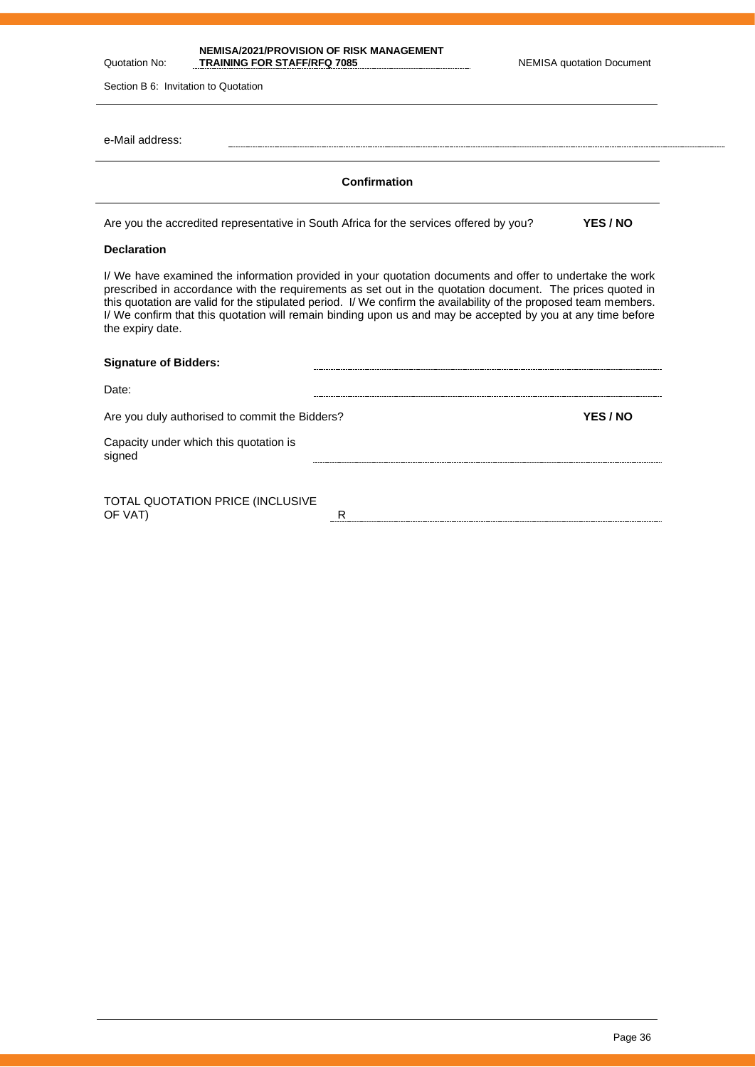e-Mail address: ..............................

**Confirmation**

Are you the accredited representative in South Africa for the services offered by you? **YES / NO**

**Declaration**

I/ We have examined the information provided in your quotation documents and offer to undertake the work prescribed in accordance with the requirements as set out in the quotation document. The prices quoted in this quotation are valid for the stipulated period. I/ We confirm the availability of the proposed team members. I/ We confirm that this quotation will remain binding upon us and may be accepted by you at any time before the expiry date.

**Signature of Bidders:** ..............................

Date: ..............................

Are you duly authorised to commit the Bidders? **YES / NO**

Capacity under which this quotation is signed ..............................

TOTAL QUOTATION PRICE (INCLUSIVE OF VAT) R..............................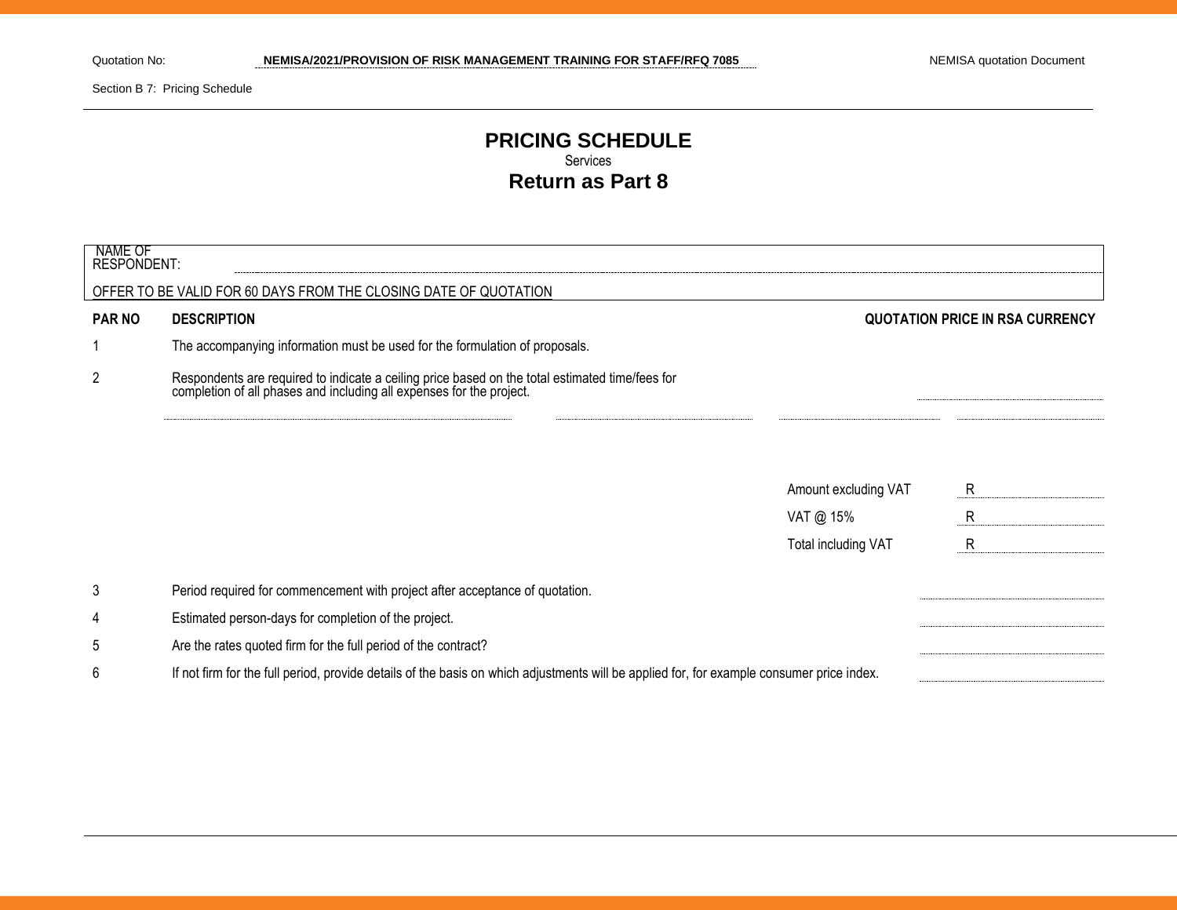Quotation No: **NEMISA/2021/PROVISION OF RISK MANAGEMENT TRAINING FOR STAFF/RFQ 7085**

Section B 7: Pricing Schedule

# PRICING SCHEDULE

Services

## Return as Part 8

NAME OF RESPONDENT: ______________________________

OFFER TO BE VALID FOR 60 DAYS FROM THE CLOSING DATE OF QUOTATION

| PAR NO | DESCRIPTION | QUOTATION PRICE IN RSA CURRENCY |
|---|---|---|
| 1 | The accompanying information must be used for the formulation of proposals. | |
| 2 | Respondents are required to indicate a ceiling price based on the total estimated time/fees for completion of all phases and including all expenses for the project. | ____________ |
| | | |
| | Amount excluding VAT | R ____________ |
| | VAT @ 15% | R ____________ |
| | Total including VAT | R ____________ |
| 3 | Period required for commencement with project after acceptance of quotation. | ____________ |
| 4 | Estimated person-days for completion of the project. | ____________ |
| 5 | Are the rates quoted firm for the full period of the contract? | ____________ |
| 6 | If not firm for the full period, provide details of the basis on which adjustments will be applied for, for example consumer price index. | ____________ |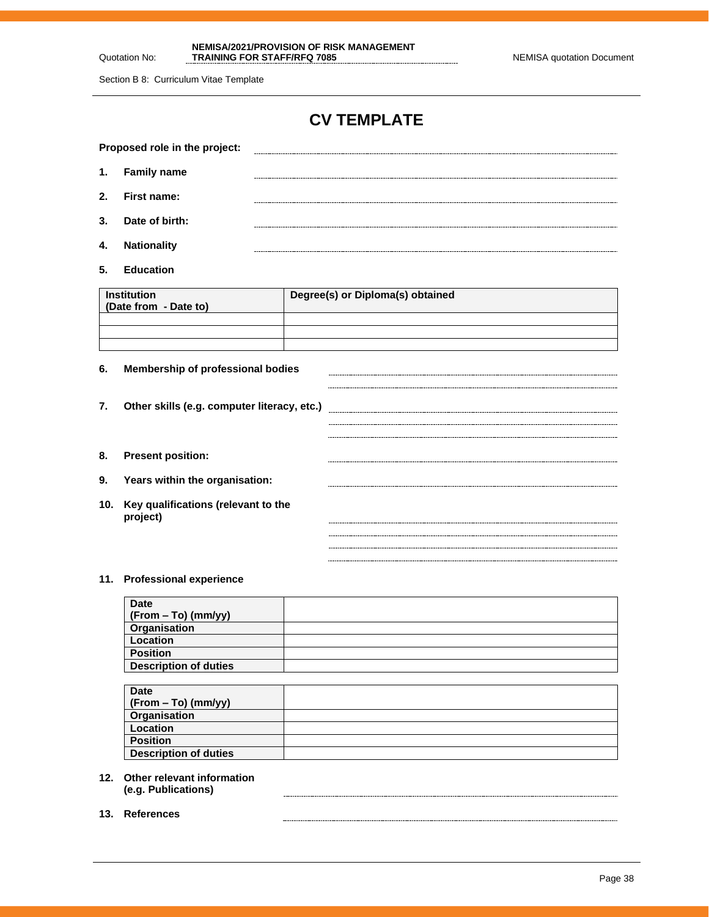Quotation No: NEMISA/2021/PROVISION OF RISK MANAGEMENT TRAINING FOR STAFF/RFQ 7085

NEMISA quotation Document

Section B 8: Curriculum Vitae Template

# CV TEMPLATE

**Proposed role in the project:** ..........................................................................

1. **Family name** ..........................................................................
2. **First name:** ..........................................................................
3. **Date of birth:** ..........................................................................
4. **Nationality** ..........................................................................
5. **Education**

| Institution (Date from - Date to) | Degree(s) or Diploma(s) obtained |
|---|---|
| | |
| | |
| | |

6. **Membership of professional bodies** ..........................................................................

..........................................................................

7. **Other skills (e.g. computer literacy, etc.)** ..........................................................................

..........................................................................

..........................................................................

8. **Present position:** ..........................................................................
9. **Years within the organisation:** ..........................................................................
10. **Key qualifications (relevant to the project)** ..........................................................................

..........................................................................

..........................................................................

..........................................................................

11. **Professional experience**

| | |
|---|---|
| **Date (From – To) (mm/yy)** | |
| **Organisation** | |
| **Location** | |
| **Position** | |
| **Description of duties** | |

| | |
|---|---|
| **Date (From – To) (mm/yy)** | |
| **Organisation** | |
| **Location** | |
| **Position** | |
| **Description of duties** | |

12. **Other relevant information (e.g. Publications)** ..........................................................................
13. **References** ..........................................................................